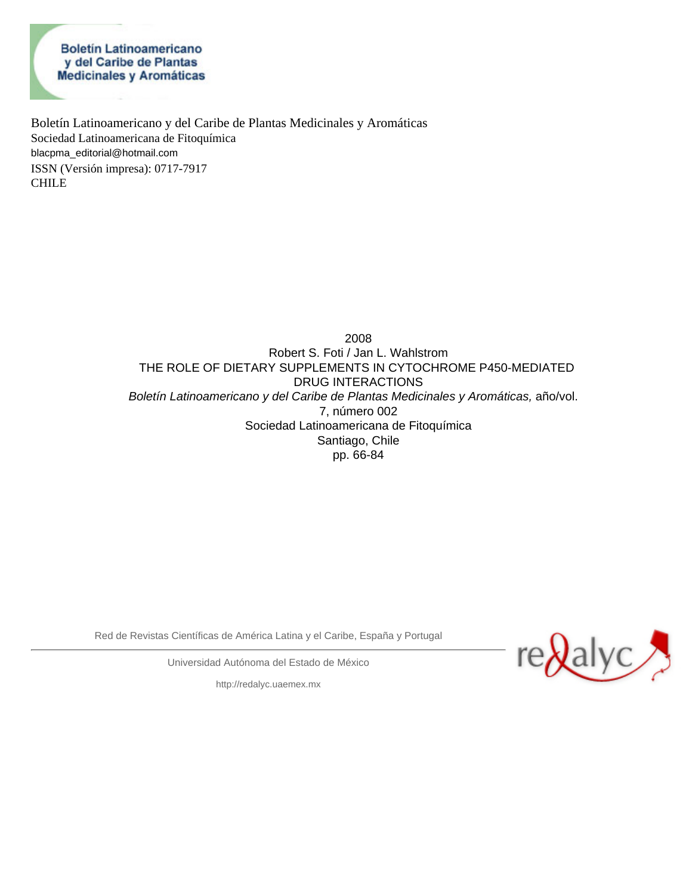Boletín Latinoamericano y del Caribe de Plantas Medicinales y Aromáticas
Sociedad Latinoamericana de Fitoquímica
blacpma_editorial@hotmail.com
ISSN (Versión impresa): 0717-7917
CHILE

2008
Robert S. Foti / Jan L. Wahlstrom
THE ROLE OF DIETARY SUPPLEMENTS IN CYTOCHROME P450-MEDIATED DRUG INTERACTIONS
*Boletín Latinoamericano y del Caribe de Plantas Medicinales y Aromáticas,* año/vol. 7, número 002
Sociedad Latinoamericana de Fitoquímica
Santiago, Chile
pp. 66-84

Red de Revistas Científicas de América Latina y el Caribe, España y Portugal

Universidad Autónoma del Estado de México

http://redalyc.uaemex.mx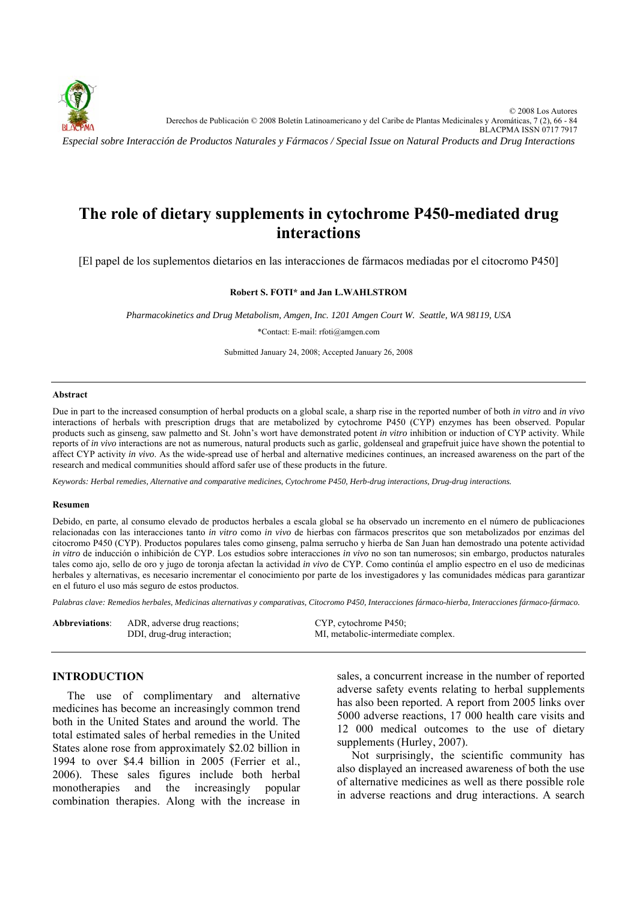# The role of dietary supplements in cytochrome P450-mediated drug interactions

[El papel de los suplementos dietarios en las interacciones de fármacos mediadas por el citocromo P450]

**Robert S. FOTI* and Jan L.WAHLSTROM**

*Pharmacokinetics and Drug Metabolism, Amgen, Inc. 1201 Amgen Court W. Seattle, WA 98119, USA*

*Contact: E-mail: rfoti@amgen.com

Submitted January 24, 2008; Accepted January 26, 2008

#### Abstract

Due in part to the increased consumption of herbal products on a global scale, a sharp rise in the reported number of both *in vitro* and *in vivo* interactions of herbals with prescription drugs that are metabolized by cytochrome P450 (CYP) enzymes has been observed. Popular products such as ginseng, saw palmetto and St. John's wort have demonstrated potent *in vitro* inhibition or induction of CYP activity. While reports of *in vivo* interactions are not as numerous, natural products such as garlic, goldenseal and grapefruit juice have shown the potential to affect CYP activity *in vivo*. As the wide-spread use of herbal and alternative medicines continues, an increased awareness on the part of the research and medical communities should afford safer use of these products in the future.

*Keywords: Herbal remedies, Alternative and comparative medicines, Cytochrome P450, Herb-drug interactions, Drug-drug interactions.*

#### Resumen

Debido, en parte, al consumo elevado de productos herbales a escala global se ha observado un incremento en el número de publicaciones relacionadas con las interacciones tanto *in vitro* como *in vivo* de hierbas con fármacos prescritos que son metabolizados por enzimas del citocromo P450 (CYP). Productos populares tales como ginseng, palma serrucho y hierba de San Juan han demostrado una potente actividad *in vitro* de inducción o inhibición de CYP. Los estudios sobre interacciones *in vivo* no son tan numerosos; sin embargo, productos naturales tales como ajo, sello de oro y jugo de toronja afectan la actividad *in vivo* de CYP. Como continúa el amplio espectro en el uso de medicinas herbales y alternativas, es necesario incrementar el conocimiento por parte de los investigadores y las comunidades médicas para garantizar en el futuro el uso más seguro de estos productos.

*Palabras clave: Remedios herbales, Medicinas alternativas y comparativas, Citocromo P450, Interacciones fármaco-hierba, Interacciones fármaco-fármaco.*

**Abbreviations**: ADR, adverse drug reactions; CYP, cytochrome P450; DDI, drug-drug interaction; MI, metabolic-intermediate complex.

## INTRODUCTION

The use of complimentary and alternative medicines has become an increasingly common trend both in the United States and around the world. The total estimated sales of herbal remedies in the United States alone rose from approximately $2.02 billion in 1994 to over $4.4 billion in 2005 (Ferrier et al., 2006). These sales figures include both herbal monotherapies and the increasingly popular combination therapies. Along with the increase in sales, a concurrent increase in the number of reported adverse safety events relating to herbal supplements has also been reported. A report from 2005 links over 5000 adverse reactions, 17 000 health care visits and 12 000 medical outcomes to the use of dietary supplements (Hurley, 2007).

Not surprisingly, the scientific community has also displayed an increased awareness of both the use of alternative medicines as well as there possible role in adverse reactions and drug interactions. A search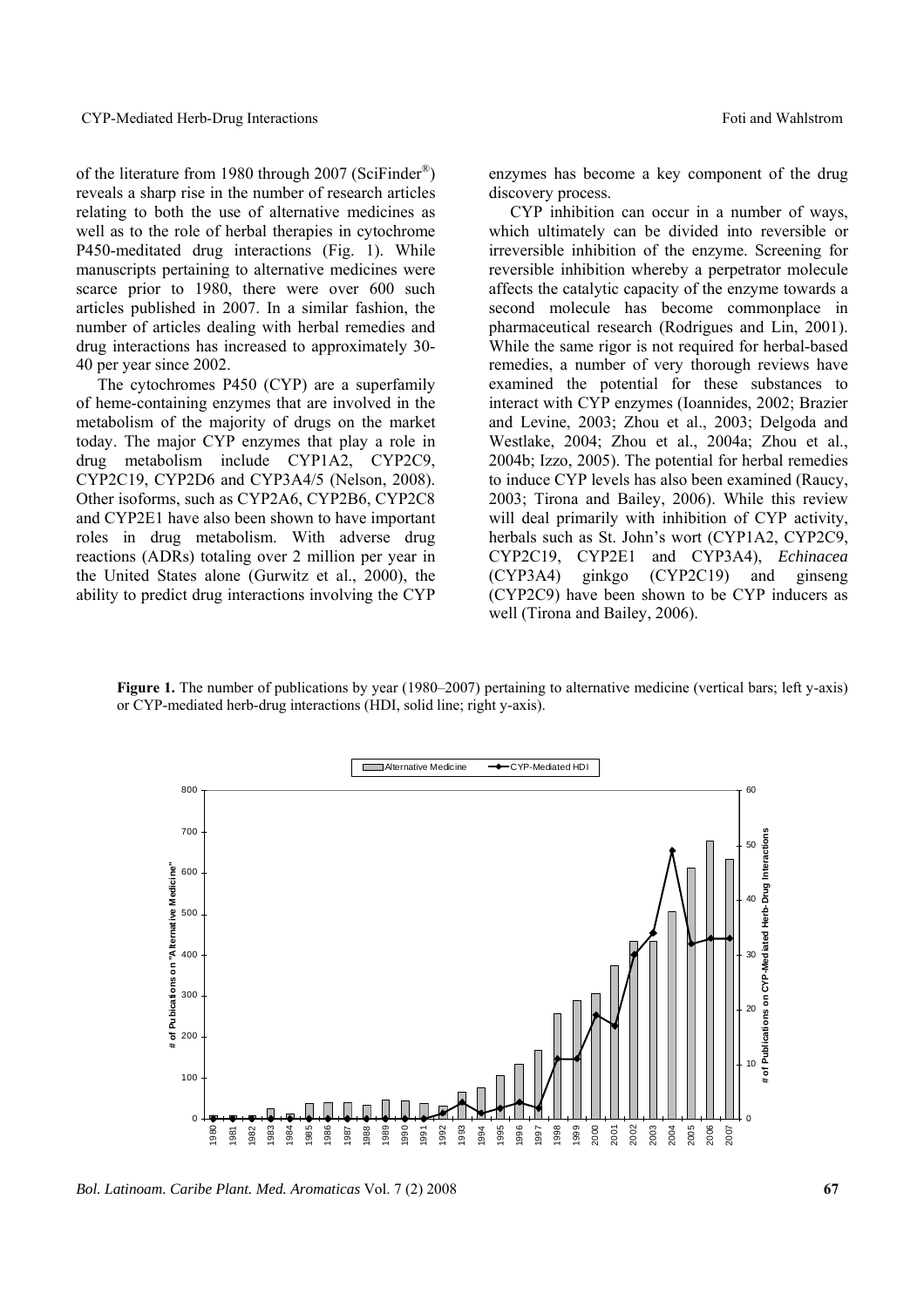of the literature from 1980 through 2007 (SciFinder®) reveals a sharp rise in the number of research articles relating to both the use of alternative medicines as well as to the role of herbal therapies in cytochrome P450-meditated drug interactions (Fig. 1). While manuscripts pertaining to alternative medicines were scarce prior to 1980, there were over 600 such articles published in 2007. In a similar fashion, the number of articles dealing with herbal remedies and drug interactions has increased to approximately 30-40 per year since 2002.

The cytochromes P450 (CYP) are a superfamily of heme-containing enzymes that are involved in the metabolism of the majority of drugs on the market today. The major CYP enzymes that play a role in drug metabolism include CYP1A2, CYP2C9, CYP2C19, CYP2D6 and CYP3A4/5 (Nelson, 2008). Other isoforms, such as CYP2A6, CYP2B6, CYP2C8 and CYP2E1 have also been shown to have important roles in drug metabolism. With adverse drug reactions (ADRs) totaling over 2 million per year in the United States alone (Gurwitz et al., 2000), the ability to predict drug interactions involving the CYP enzymes has become a key component of the drug discovery process.

CYP inhibition can occur in a number of ways, which ultimately can be divided into reversible or irreversible inhibition of the enzyme. Screening for reversible inhibition whereby a perpetrator molecule affects the catalytic capacity of the enzyme towards a second molecule has become commonplace in pharmaceutical research (Rodrigues and Lin, 2001). While the same rigor is not required for herbal-based remedies, a number of very thorough reviews have examined the potential for these substances to interact with CYP enzymes (Ioannides, 2002; Brazier and Levine, 2003; Zhou et al., 2003; Delgoda and Westlake, 2004; Zhou et al., 2004a; Zhou et al., 2004b; Izzo, 2005). The potential for herbal remedies to induce CYP levels has also been examined (Raucy, 2003; Tirona and Bailey, 2006). While this review will deal primarily with inhibition of CYP activity, herbals such as St. John's wort (CYP1A2, CYP2C9, CYP2C19, CYP2E1 and CYP3A4), *Echinacea* (CYP3A4) ginkgo (CYP2C19) and ginseng (CYP2C9) have been shown to be CYP inducers as well (Tirona and Bailey, 2006).

**Figure 1.** The number of publications by year (1980–2007) pertaining to alternative medicine (vertical bars; left y-axis) or CYP-mediated herb-drug interactions (HDI, solid line; right y-axis).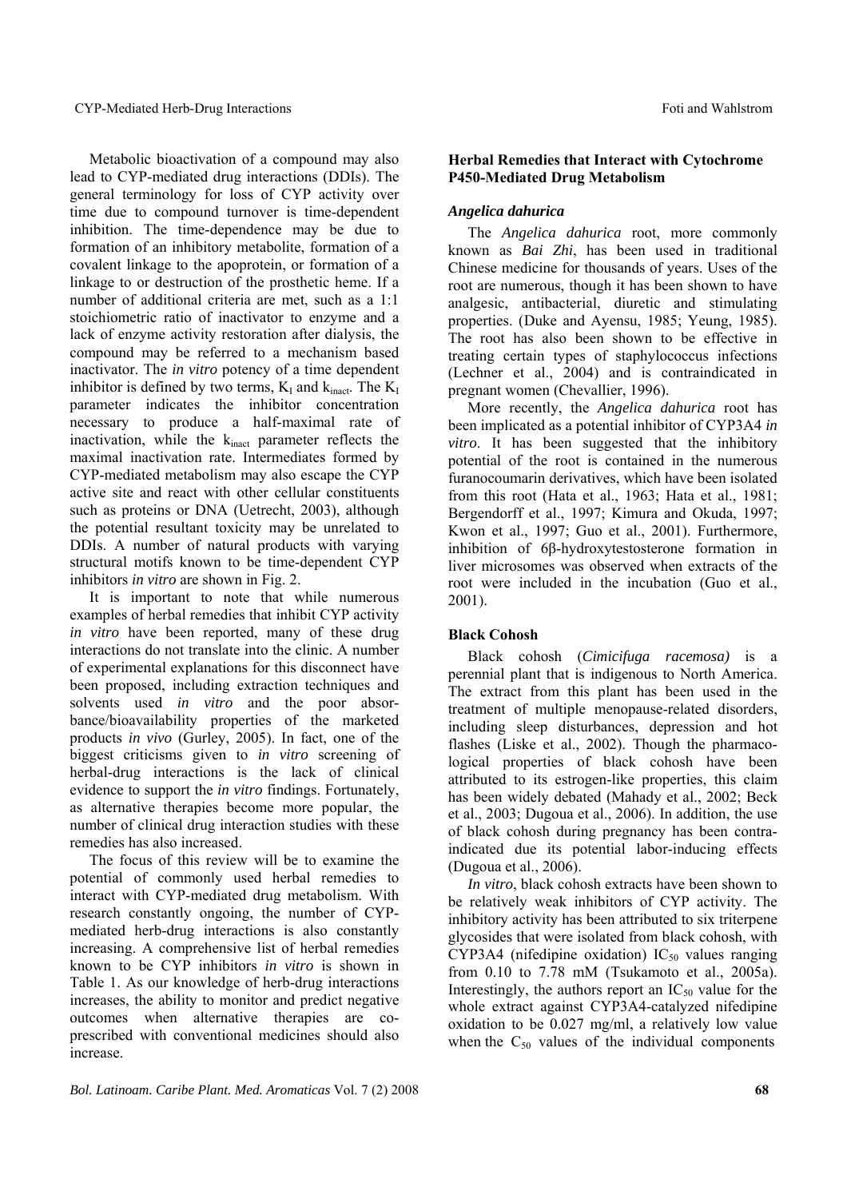Metabolic bioactivation of a compound may also lead to CYP-mediated drug interactions (DDIs). The general terminology for loss of CYP activity over time due to compound turnover is time-dependent inhibition. The time-dependence may be due to formation of an inhibitory metabolite, formation of a covalent linkage to the apoprotein, or formation of a linkage to or destruction of the prosthetic heme. If a number of additional criteria are met, such as a 1:1 stoichiometric ratio of inactivator to enzyme and a lack of enzyme activity restoration after dialysis, the compound may be referred to a mechanism based inactivator. The *in vitro* potency of a time dependent inhibitor is defined by two terms, $K_I$ and $k_{inact}$. The $K_I$ parameter indicates the inhibitor concentration necessary to produce a half-maximal rate of inactivation, while the $k_{inact}$ parameter reflects the maximal inactivation rate. Intermediates formed by CYP-mediated metabolism may also escape the CYP active site and react with other cellular constituents such as proteins or DNA (Uetrecht, 2003), although the potential resultant toxicity may be unrelated to DDIs. A number of natural products with varying structural motifs known to be time-dependent CYP inhibitors *in vitro* are shown in Fig. 2.

It is important to note that while numerous examples of herbal remedies that inhibit CYP activity *in vitro* have been reported, many of these drug interactions do not translate into the clinic. A number of experimental explanations for this disconnect have been proposed, including extraction techniques and solvents used *in vitro* and the poor absorbance/bioavailability properties of the marketed products *in vivo* (Gurley, 2005). In fact, one of the biggest criticisms given to *in vitro* screening of herbal-drug interactions is the lack of clinical evidence to support the *in vitro* findings. Fortunately, as alternative therapies become more popular, the number of clinical drug interaction studies with these remedies has also increased.

The focus of this review will be to examine the potential of commonly used herbal remedies to interact with CYP-mediated drug metabolism. With research constantly ongoing, the number of CYP-mediated herb-drug interactions is also constantly increasing. A comprehensive list of herbal remedies known to be CYP inhibitors *in vitro* is shown in Table 1. As our knowledge of herb-drug interactions increases, the ability to monitor and predict negative outcomes when alternative therapies are co-prescribed with conventional medicines should also increase.

## Herbal Remedies that Interact with Cytochrome P450-Mediated Drug Metabolism

### *Angelica dahurica*

The *Angelica dahurica* root, more commonly known as *Bai Zhi*, has been used in traditional Chinese medicine for thousands of years. Uses of the root are numerous, though it has been shown to have analgesic, antibacterial, diuretic and stimulating properties. (Duke and Ayensu, 1985; Yeung, 1985). The root has also been shown to be effective in treating certain types of staphylococcus infections (Lechner et al., 2004) and is contraindicated in pregnant women (Chevallier, 1996).

More recently, the *Angelica dahurica* root has been implicated as a potential inhibitor of CYP3A4 *in vitro*. It has been suggested that the inhibitory potential of the root is contained in the numerous furanocoumarin derivatives, which have been isolated from this root (Hata et al., 1963; Hata et al., 1981; Bergendorff et al., 1997; Kimura and Okuda, 1997; Kwon et al., 1997; Guo et al., 2001). Furthermore, inhibition of 6β-hydroxytestosterone formation in liver microsomes was observed when extracts of the root were included in the incubation (Guo et al., 2001).

### Black Cohosh

Black cohosh (*Cimicifuga racemosa)* is a perennial plant that is indigenous to North America. The extract from this plant has been used in the treatment of multiple menopause-related disorders, including sleep disturbances, depression and hot flashes (Liske et al., 2002). Though the pharmacological properties of black cohosh have been attributed to its estrogen-like properties, this claim has been widely debated (Mahady et al., 2002; Beck et al., 2003; Dugoua et al., 2006). In addition, the use of black cohosh during pregnancy has been contraindicated due its potential labor-inducing effects (Dugoua et al., 2006).

*In vitro*, black cohosh extracts have been shown to be relatively weak inhibitors of CYP activity. The inhibitory activity has been attributed to six triterpene glycosides that were isolated from black cohosh, with CYP3A4 (nifedipine oxidation) $IC_{50}$ values ranging from 0.10 to 7.78 mM (Tsukamoto et al., 2005a). Interestingly, the authors report an $IC_{50}$ value for the whole extract against CYP3A4-catalyzed nifedipine oxidation to be 0.027 mg/ml, a relatively low value when the $C_{50}$ values of the individual components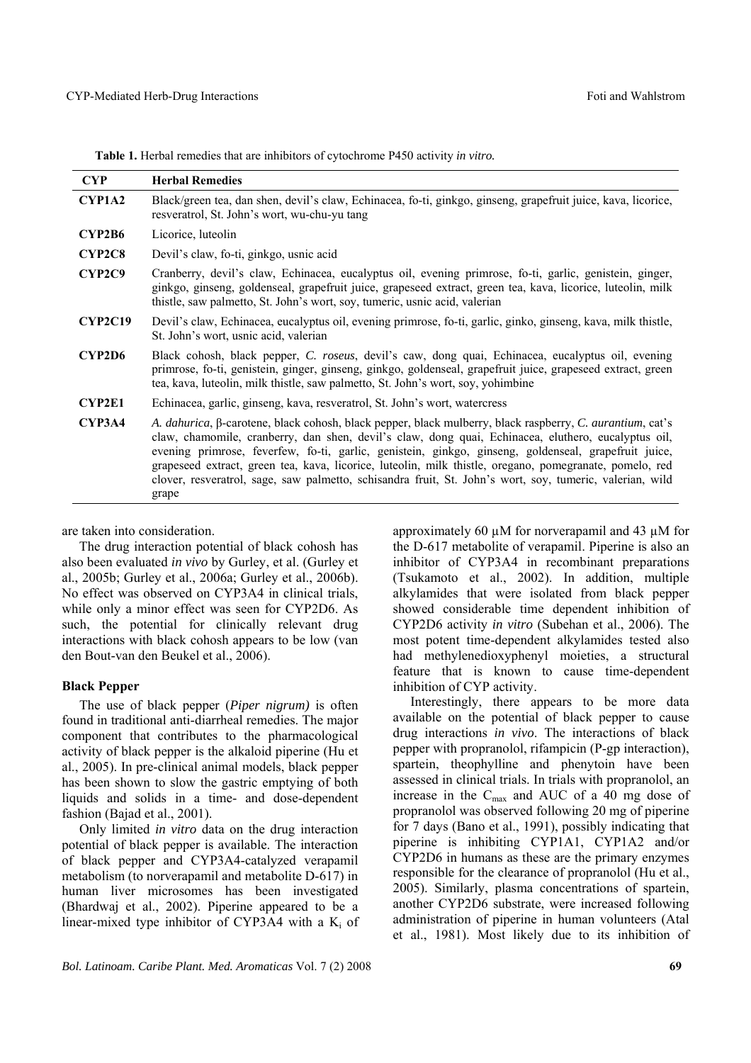**Table 1.** Herbal remedies that are inhibitors of cytochrome P450 activity *in vitro.*

| CYP | Herbal Remedies |
|---|---|
| **CYP1A2** | Black/green tea, dan shen, devil's claw, Echinacea, fo-ti, ginkgo, ginseng, grapefruit juice, kava, licorice, resveratrol, St. John's wort, wu-chu-yu tang |
| **CYP2B6** | Licorice, luteolin |
| **CYP2C8** | Devil's claw, fo-ti, ginkgo, usnic acid |
| **CYP2C9** | Cranberry, devil's claw, Echinacea, eucalyptus oil, evening primrose, fo-ti, garlic, genistein, ginger, ginkgo, ginseng, goldenseal, grapefruit juice, grapeseed extract, green tea, kava, licorice, luteolin, milk thistle, saw palmetto, St. John's wort, soy, tumeric, usnic acid, valerian |
| **CYP2C19** | Devil's claw, Echinacea, eucalyptus oil, evening primrose, fo-ti, garlic, ginko, ginseng, kava, milk thistle, St. John's wort, usnic acid, valerian |
| **CYP2D6** | Black cohosh, black pepper, *C. roseus*, devil's caw, dong quai, Echinacea, eucalyptus oil, evening primrose, fo-ti, genistein, ginger, ginseng, ginkgo, goldenseal, grapefruit juice, grapeseed extract, green tea, kava, luteolin, milk thistle, saw palmetto, St. John's wort, soy, yohimbine |
| **CYP2E1** | Echinacea, garlic, ginseng, kava, resveratrol, St. John's wort, watercress |
| **CYP3A4** | *A. dahurica*, β-carotene, black cohosh, black pepper, black mulberry, black raspberry, *C. aurantium*, cat's claw, chamomile, cranberry, dan shen, devil's claw, dong quai, Echinacea, eluthero, eucalyptus oil, evening primrose, feverfew, fo-ti, garlic, genistein, ginkgo, ginseng, goldenseal, grapefruit juice, grapeseed extract, green tea, kava, licorice, luteolin, milk thistle, oregano, pomegranate, pomelo, red clover, resveratrol, sage, saw palmetto, schisandra fruit, St. John's wort, soy, tumeric, valerian, wild grape |

are taken into consideration.

The drug interaction potential of black cohosh has also been evaluated *in vivo* by Gurley, et al. (Gurley et al., 2005b; Gurley et al., 2006a; Gurley et al., 2006b). No effect was observed on CYP3A4 in clinical trials, while only a minor effect was seen for CYP2D6. As such, the potential for clinically relevant drug interactions with black cohosh appears to be low (van den Bout-van den Beukel et al., 2006).

### Black Pepper

The use of black pepper (*Piper nigrum)* is often found in traditional anti-diarrheal remedies. The major component that contributes to the pharmacological activity of black pepper is the alkaloid piperine (Hu et al., 2005). In pre-clinical animal models, black pepper has been shown to slow the gastric emptying of both liquids and solids in a time- and dose-dependent fashion (Bajad et al., 2001).

Only limited *in vitro* data on the drug interaction potential of black pepper is available. The interaction of black pepper and CYP3A4-catalyzed verapamil metabolism (to norverapamil and metabolite D-617) in human liver microsomes has been investigated (Bhardwaj et al., 2002). Piperine appeared to be a linear-mixed type inhibitor of CYP3A4 with a $K_i$ of approximately 60 μM for norverapamil and 43 μM for the D-617 metabolite of verapamil. Piperine is also an inhibitor of CYP3A4 in recombinant preparations (Tsukamoto et al., 2002). In addition, multiple alkylamides that were isolated from black pepper showed considerable time dependent inhibition of CYP2D6 activity *in vitro* (Subehan et al., 2006). The most potent time-dependent alkylamides tested also had methylenedioxyphenyl moieties, a structural feature that is known to cause time-dependent inhibition of CYP activity.

Interestingly, there appears to be more data available on the potential of black pepper to cause drug interactions *in vivo*. The interactions of black pepper with propranolol, rifampicin (P-gp interaction), spartein, theophylline and phenytoin have been assessed in clinical trials. In trials with propranolol, an increase in the $C_{max}$ and AUC of a 40 mg dose of propranolol was observed following 20 mg of piperine for 7 days (Bano et al., 1991), possibly indicating that piperine is inhibiting CYP1A1, CYP1A2 and/or CYP2D6 in humans as these are the primary enzymes responsible for the clearance of propranolol (Hu et al., 2005). Similarly, plasma concentrations of spartein, another CYP2D6 substrate, were increased following administration of piperine in human volunteers (Atal et al., 1981). Most likely due to its inhibition of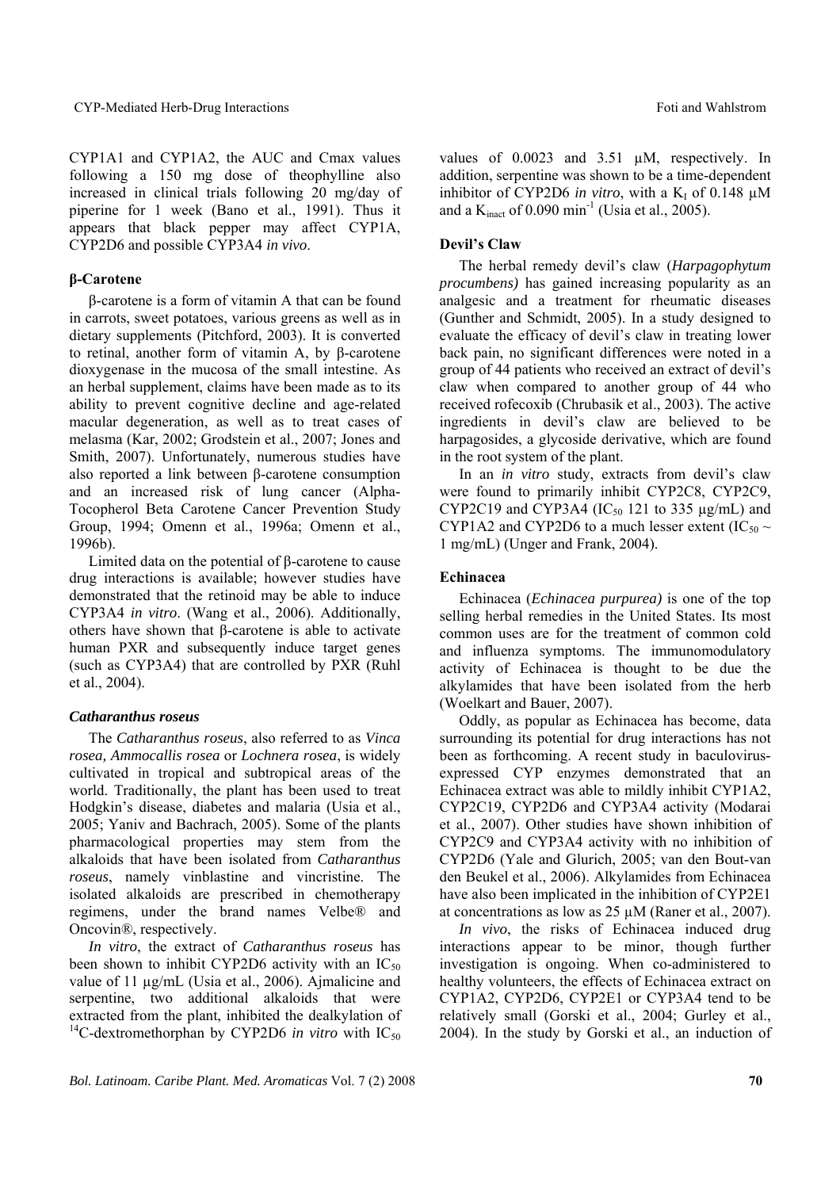CYP1A1 and CYP1A2, the AUC and Cmax values following a 150 mg dose of theophylline also increased in clinical trials following 20 mg/day of piperine for 1 week (Bano et al., 1991). Thus it appears that black pepper may affect CYP1A, CYP2D6 and possible CYP3A4 *in vivo*.

### β-Carotene

β-carotene is a form of vitamin A that can be found in carrots, sweet potatoes, various greens as well as in dietary supplements (Pitchford, 2003). It is converted to retinal, another form of vitamin A, by β-carotene dioxygenase in the mucosa of the small intestine. As an herbal supplement, claims have been made as to its ability to prevent cognitive decline and age-related macular degeneration, as well as to treat cases of melasma (Kar, 2002; Grodstein et al., 2007; Jones and Smith, 2007). Unfortunately, numerous studies have also reported a link between β-carotene consumption and an increased risk of lung cancer (Alpha-Tocopherol Beta Carotene Cancer Prevention Study Group, 1994; Omenn et al., 1996a; Omenn et al., 1996b).

Limited data on the potential of β-carotene to cause drug interactions is available; however studies have demonstrated that the retinoid may be able to induce CYP3A4 *in vitro*. (Wang et al., 2006). Additionally, others have shown that β-carotene is able to activate human PXR and subsequently induce target genes (such as CYP3A4) that are controlled by PXR (Ruhl et al., 2004).

### *Catharanthus roseus*

The *Catharanthus roseus*, also referred to as *Vinca rosea, Ammocallis rosea* or *Lochnera rosea*, is widely cultivated in tropical and subtropical areas of the world. Traditionally, the plant has been used to treat Hodgkin's disease, diabetes and malaria (Usia et al., 2005; Yaniv and Bachrach, 2005). Some of the plants pharmacological properties may stem from the alkaloids that have been isolated from *Catharanthus roseus*, namely vinblastine and vincristine. The isolated alkaloids are prescribed in chemotherapy regimens, under the brand names Velbe® and Oncovin®, respectively.

*In vitro*, the extract of *Catharanthus roseus* has been shown to inhibit CYP2D6 activity with an $IC_{50}$ value of 11 µg/mL (Usia et al., 2006). Ajmalicine and serpentine, two additional alkaloids that were extracted from the plant, inhibited the dealkylation of $^{14}$C-dextromethorphan by CYP2D6 *in vitro* with $IC_{50}$ values of 0.0023 and 3.51 µM, respectively. In addition, serpentine was shown to be a time-dependent inhibitor of CYP2D6 *in vitro*, with a $K_I$ of 0.148 µM and a $K_{inact}$ of 0.090 min$^{-1}$ (Usia et al., 2005).

### Devil's Claw

The herbal remedy devil's claw (*Harpagophytum procumbens)* has gained increasing popularity as an analgesic and a treatment for rheumatic diseases (Gunther and Schmidt, 2005). In a study designed to evaluate the efficacy of devil's claw in treating lower back pain, no significant differences were noted in a group of 44 patients who received an extract of devil's claw when compared to another group of 44 who received rofecoxib (Chrubasik et al., 2003). The active ingredients in devil's claw are believed to be harpagosides, a glycoside derivative, which are found in the root system of the plant.

In an *in vitro* study, extracts from devil's claw were found to primarily inhibit CYP2C8, CYP2C9, CYP2C19 and CYP3A4 ($IC_{50}$ 121 to 335 µg/mL) and CYP1A2 and CYP2D6 to a much lesser extent ($IC_{50}$ ~ 1 mg/mL) (Unger and Frank, 2004).

### Echinacea

Echinacea (*Echinacea purpurea)* is one of the top selling herbal remedies in the United States. Its most common uses are for the treatment of common cold and influenza symptoms. The immunomodulatory activity of Echinacea is thought to be due the alkylamides that have been isolated from the herb (Woelkart and Bauer, 2007).

Oddly, as popular as Echinacea has become, data surrounding its potential for drug interactions has not been as forthcoming. A recent study in baculovirus-expressed CYP enzymes demonstrated that an Echinacea extract was able to mildly inhibit CYP1A2, CYP2C19, CYP2D6 and CYP3A4 activity (Modarai et al., 2007). Other studies have shown inhibition of CYP2C9 and CYP3A4 activity with no inhibition of CYP2D6 (Yale and Glurich, 2005; van den Bout-van den Beukel et al., 2006). Alkylamides from Echinacea have also been implicated in the inhibition of CYP2E1 at concentrations as low as 25 µM (Raner et al., 2007).

*In vivo*, the risks of Echinacea induced drug interactions appear to be minor, though further investigation is ongoing. When co-administered to healthy volunteers, the effects of Echinacea extract on CYP1A2, CYP2D6, CYP2E1 or CYP3A4 tend to be relatively small (Gorski et al., 2004; Gurley et al., 2004). In the study by Gorski et al., an induction of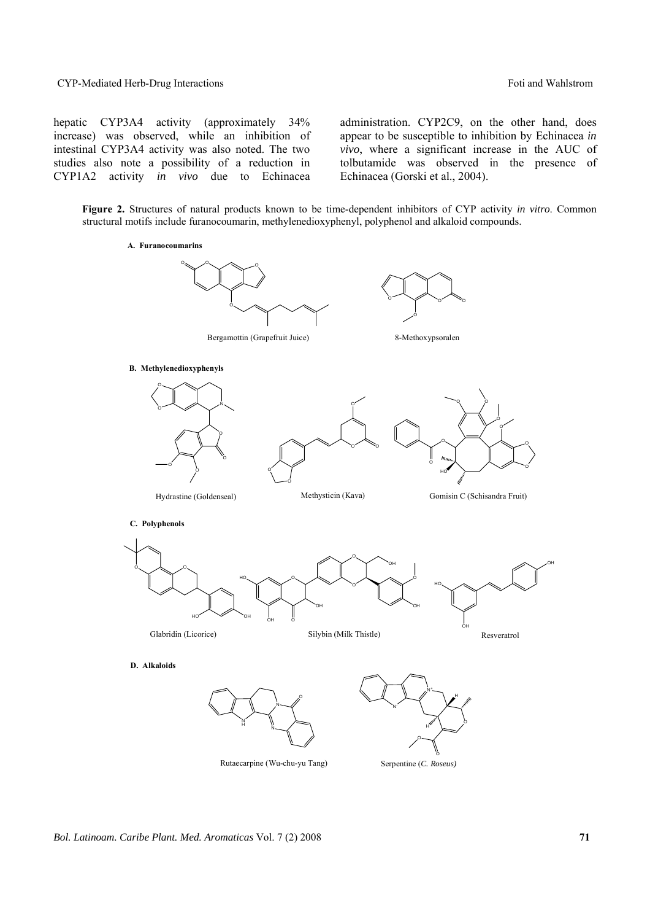hepatic CYP3A4 activity (approximately 34% increase) was observed, while an inhibition of intestinal CYP3A4 activity was also noted. The two studies also note a possibility of a reduction in CYP1A2 activity *in vivo* due to Echinacea administration. CYP2C9, on the other hand, does appear to be susceptible to inhibition by Echinacea *in vivo*, where a significant increase in the AUC of tolbutamide was observed in the presence of Echinacea (Gorski et al., 2004).

**Figure 2.** Structures of natural products known to be time-dependent inhibitors of CYP activity *in vitro*. Common structural motifs include furanocoumarin, methylenedioxyphenyl, polyphenol and alkaloid compounds.

**A. Furanocoumarins**

Bergamottin (Grapefruit Juice)

8-Methoxypsoralen

**B. Methylenedioxyphenyls**

Hydrastine (Goldenseal)

Methysticin (Kava)

Gomisin C (Schisandra Fruit)

**C. Polyphenols**

Glabridin (Licorice)

Silybin (Milk Thistle)

Resveratrol

**D. Alkaloids**

Rutaecarpine (Wu-chu-yu Tang)

Serpentine (*C. Roseus)*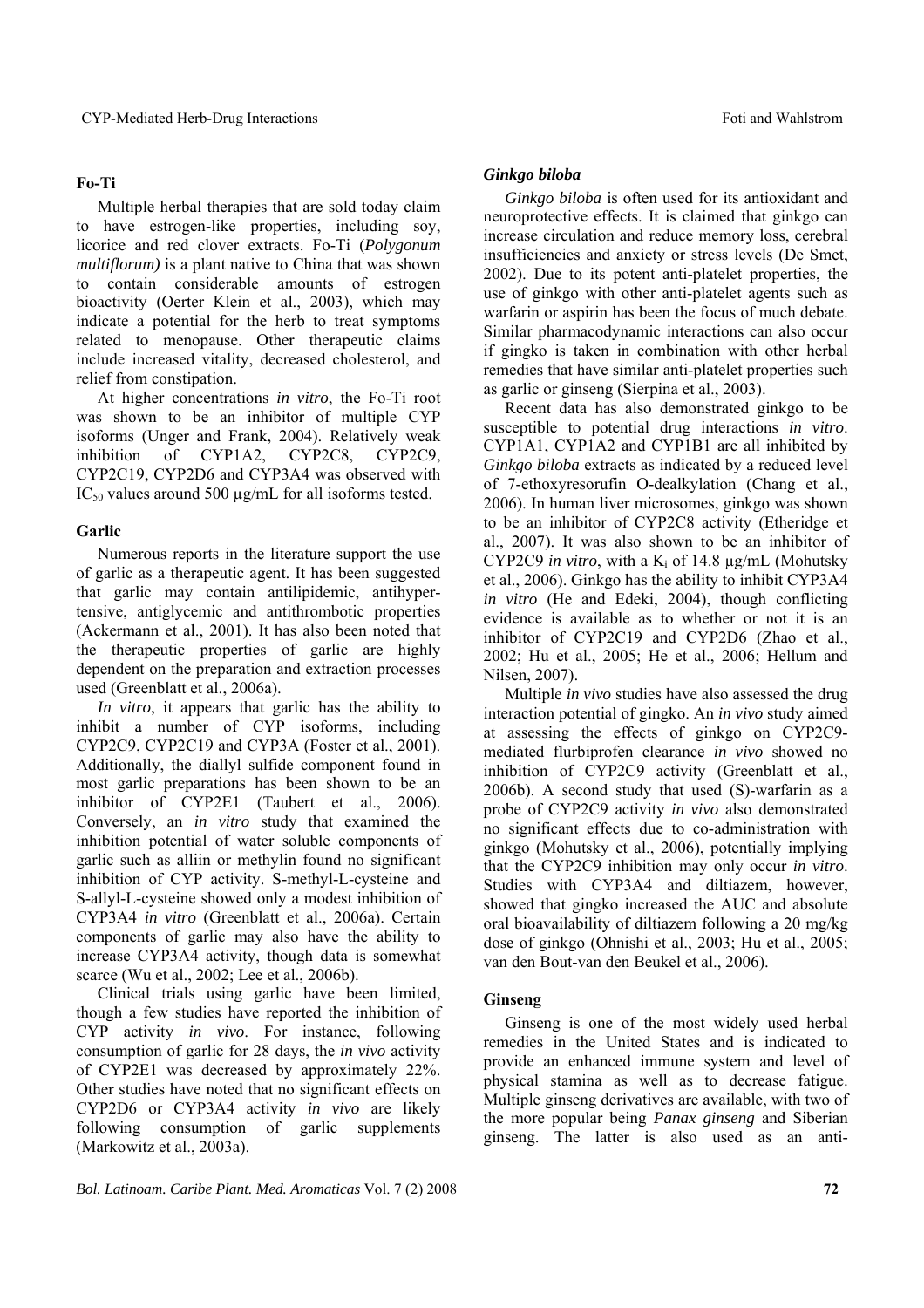## Fo-Ti

Multiple herbal therapies that are sold today claim to have estrogen-like properties, including soy, licorice and red clover extracts. Fo-Ti (*Polygonum multiflorum)* is a plant native to China that was shown to contain considerable amounts of estrogen bioactivity (Oerter Klein et al., 2003), which may indicate a potential for the herb to treat symptoms related to menopause. Other therapeutic claims include increased vitality, decreased cholesterol, and relief from constipation.

At higher concentrations *in vitro*, the Fo-Ti root was shown to be an inhibitor of multiple CYP isoforms (Unger and Frank, 2004). Relatively weak inhibition of CYP1A2, CYP2C8, CYP2C9, CYP2C19, CYP2D6 and CYP3A4 was observed with $IC_{50}$ values around 500 µg/mL for all isoforms tested.

## Garlic

Numerous reports in the literature support the use of garlic as a therapeutic agent. It has been suggested that garlic may contain antilipidemic, antihypertensive, antiglycemic and antithrombotic properties (Ackermann et al., 2001). It has also been noted that the therapeutic properties of garlic are highly dependent on the preparation and extraction processes used (Greenblatt et al., 2006a).

*In vitro*, it appears that garlic has the ability to inhibit a number of CYP isoforms, including CYP2C9, CYP2C19 and CYP3A (Foster et al., 2001). Additionally, the diallyl sulfide component found in most garlic preparations has been shown to be an inhibitor of CYP2E1 (Taubert et al., 2006). Conversely, an *in vitro* study that examined the inhibition potential of water soluble components of garlic such as alliin or methylin found no significant inhibition of CYP activity. S-methyl-L-cysteine and S-allyl-L-cysteine showed only a modest inhibition of CYP3A4 *in vitro* (Greenblatt et al., 2006a). Certain components of garlic may also have the ability to increase CYP3A4 activity, though data is somewhat scarce (Wu et al., 2002; Lee et al., 2006b).

Clinical trials using garlic have been limited, though a few studies have reported the inhibition of CYP activity *in vivo*. For instance, following consumption of garlic for 28 days, the *in vivo* activity of CYP2E1 was decreased by approximately 22%. Other studies have noted that no significant effects on CYP2D6 or CYP3A4 activity *in vivo* are likely following consumption of garlic supplements (Markowitz et al., 2003a).

## *Ginkgo biloba*

*Ginkgo biloba* is often used for its antioxidant and neuroprotective effects. It is claimed that ginkgo can increase circulation and reduce memory loss, cerebral insufficiencies and anxiety or stress levels (De Smet, 2002). Due to its potent anti-platelet properties, the use of ginkgo with other anti-platelet agents such as warfarin or aspirin has been the focus of much debate. Similar pharmacodynamic interactions can also occur if gingko is taken in combination with other herbal remedies that have similar anti-platelet properties such as garlic or ginseng (Sierpina et al., 2003).

Recent data has also demonstrated ginkgo to be susceptible to potential drug interactions *in vitro*. CYP1A1, CYP1A2 and CYP1B1 are all inhibited by *Ginkgo biloba* extracts as indicated by a reduced level of 7-ethoxyresorufin O-dealkylation (Chang et al., 2006). In human liver microsomes, ginkgo was shown to be an inhibitor of CYP2C8 activity (Etheridge et al., 2007). It was also shown to be an inhibitor of CYP2C9 *in vitro*, with a $K_i$ of 14.8 µg/mL (Mohutsky et al., 2006). Ginkgo has the ability to inhibit CYP3A4 *in vitro* (He and Edeki, 2004), though conflicting evidence is available as to whether or not it is an inhibitor of CYP2C19 and CYP2D6 (Zhao et al., 2002; Hu et al., 2005; He et al., 2006; Hellum and Nilsen, 2007).

Multiple *in vivo* studies have also assessed the drug interaction potential of gingko. An *in vivo* study aimed at assessing the effects of ginkgo on CYP2C9-mediated flurbiprofen clearance *in vivo* showed no inhibition of CYP2C9 activity (Greenblatt et al., 2006b). A second study that used (S)-warfarin as a probe of CYP2C9 activity *in vivo* also demonstrated no significant effects due to co-administration with ginkgo (Mohutsky et al., 2006), potentially implying that the CYP2C9 inhibition may only occur *in vitro*. Studies with CYP3A4 and diltiazem, however, showed that gingko increased the AUC and absolute oral bioavailability of diltiazem following a 20 mg/kg dose of ginkgo (Ohnishi et al., 2003; Hu et al., 2005; van den Bout-van den Beukel et al., 2006).

## Ginseng

Ginseng is one of the most widely used herbal remedies in the United States and is indicated to provide an enhanced immune system and level of physical stamina as well as to decrease fatigue. Multiple ginseng derivatives are available, with two of the more popular being *Panax ginseng* and Siberian ginseng. The latter is also used as an anti-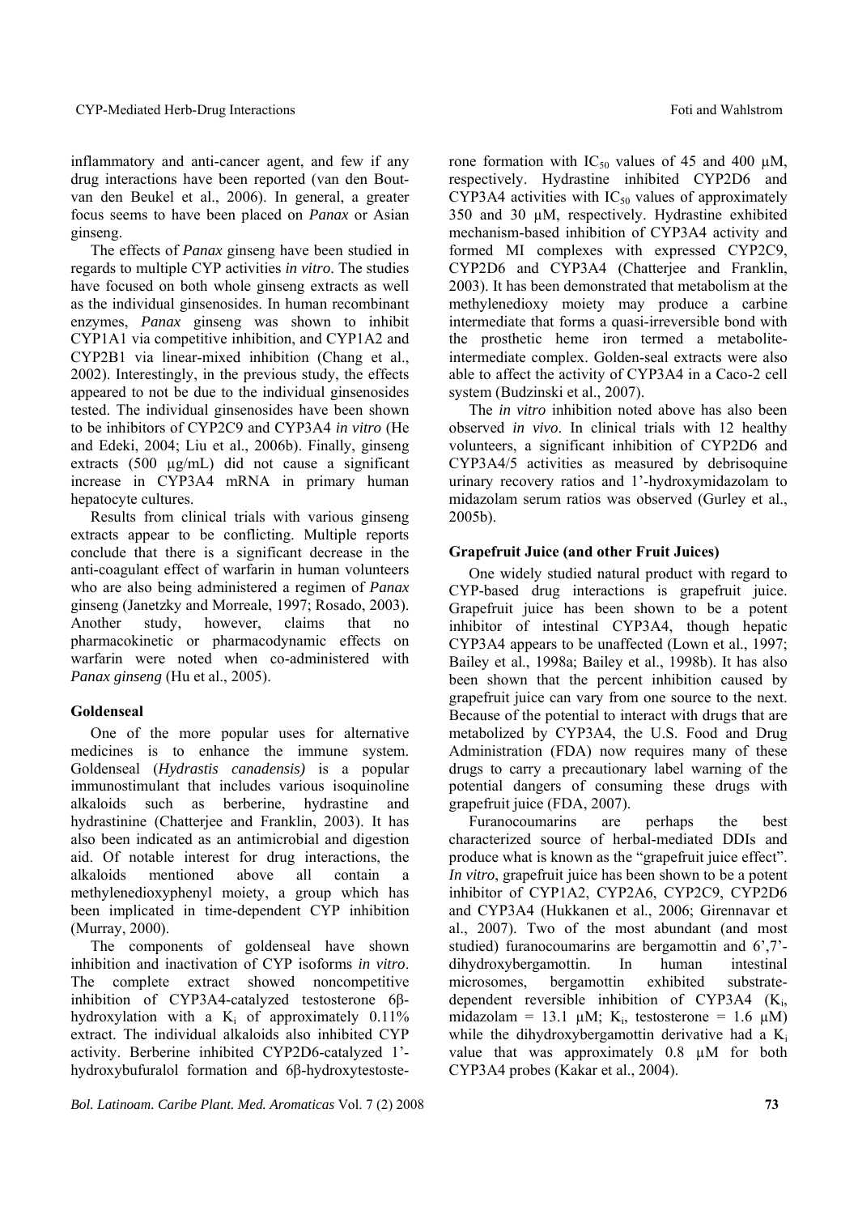inflammatory and anti-cancer agent, and few if any drug interactions have been reported (van den Bout-van den Beukel et al., 2006). In general, a greater focus seems to have been placed on *Panax* or Asian ginseng.

The effects of *Panax* ginseng have been studied in regards to multiple CYP activities *in vitro*. The studies have focused on both whole ginseng extracts as well as the individual ginsenosides. In human recombinant enzymes, *Panax* ginseng was shown to inhibit CYP1A1 via competitive inhibition, and CYP1A2 and CYP2B1 via linear-mixed inhibition (Chang et al., 2002). Interestingly, in the previous study, the effects appeared to not be due to the individual ginsenosides tested. The individual ginsenosides have been shown to be inhibitors of CYP2C9 and CYP3A4 *in vitro* (He and Edeki, 2004; Liu et al., 2006b). Finally, ginseng extracts (500 µg/mL) did not cause a significant increase in CYP3A4 mRNA in primary human hepatocyte cultures.

Results from clinical trials with various ginseng extracts appear to be conflicting. Multiple reports conclude that there is a significant decrease in the anti-coagulant effect of warfarin in human volunteers who are also being administered a regimen of *Panax* ginseng (Janetzky and Morreale, 1997; Rosado, 2003). Another study, however, claims that no pharmacokinetic or pharmacodynamic effects on warfarin were noted when co-administered with *Panax ginseng* (Hu et al., 2005).

### Goldenseal

One of the more popular uses for alternative medicines is to enhance the immune system. Goldenseal (*Hydrastis canadensis)* is a popular immunostimulant that includes various isoquinoline alkaloids such as berberine, hydrastine and hydrastinine (Chatterjee and Franklin, 2003). It has also been indicated as an antimicrobial and digestion aid. Of notable interest for drug interactions, the alkaloids mentioned above all contain a methylenedioxyphenyl moiety, a group which has been implicated in time-dependent CYP inhibition (Murray, 2000).

The components of goldenseal have shown inhibition and inactivation of CYP isoforms *in vitro*. The complete extract showed noncompetitive inhibition of CYP3A4-catalyzed testosterone 6β-hydroxylation with a $K_i$ of approximately 0.11% extract. The individual alkaloids also inhibited CYP activity. Berberine inhibited CYP2D6-catalyzed 1'-hydroxybufuralol formation and 6β-hydroxytestosterone formation with $IC_{50}$ values of 45 and 400 µM, respectively. Hydrastine inhibited CYP2D6 and CYP3A4 activities with $IC_{50}$ values of approximately 350 and 30 µM, respectively. Hydrastine exhibited mechanism-based inhibition of CYP3A4 activity and formed MI complexes with expressed CYP2C9, CYP2D6 and CYP3A4 (Chatterjee and Franklin, 2003). It has been demonstrated that metabolism at the methylenedioxy moiety may produce a carbine intermediate that forms a quasi-irreversible bond with the prosthetic heme iron termed a metabolite-intermediate complex. Golden-seal extracts were also able to affect the activity of CYP3A4 in a Caco-2 cell system (Budzinski et al., 2007).

The *in vitro* inhibition noted above has also been observed *in vivo*. In clinical trials with 12 healthy volunteers, a significant inhibition of CYP2D6 and CYP3A4/5 activities as measured by debrisoquine urinary recovery ratios and 1'-hydroxymidazolam to midazolam serum ratios was observed (Gurley et al., 2005b).

### Grapefruit Juice (and other Fruit Juices)

One widely studied natural product with regard to CYP-based drug interactions is grapefruit juice. Grapefruit juice has been shown to be a potent inhibitor of intestinal CYP3A4, though hepatic CYP3A4 appears to be unaffected (Lown et al., 1997; Bailey et al., 1998a; Bailey et al., 1998b). It has also been shown that the percent inhibition caused by grapefruit juice can vary from one source to the next. Because of the potential to interact with drugs that are metabolized by CYP3A4, the U.S. Food and Drug Administration (FDA) now requires many of these drugs to carry a precautionary label warning of the potential dangers of consuming these drugs with grapefruit juice (FDA, 2007).

Furanocoumarins are perhaps the best characterized source of herbal-mediated DDIs and produce what is known as the "grapefruit juice effect". *In vitro*, grapefruit juice has been shown to be a potent inhibitor of CYP1A2, CYP2A6, CYP2C9, CYP2D6 and CYP3A4 (Hukkanen et al., 2006; Girennavar et al., 2007). Two of the most abundant (and most studied) furanocoumarins are bergamottin and 6',7'-dihydroxybergamottin. In human intestinal microsomes, bergamottin exhibited substrate-dependent reversible inhibition of CYP3A4 ($K_i$, midazolam = 13.1 µM; $K_i$, testosterone = 1.6 µM) while the dihydroxybergamottin derivative had a $K_i$ value that was approximately 0.8 µM for both CYP3A4 probes (Kakar et al., 2004).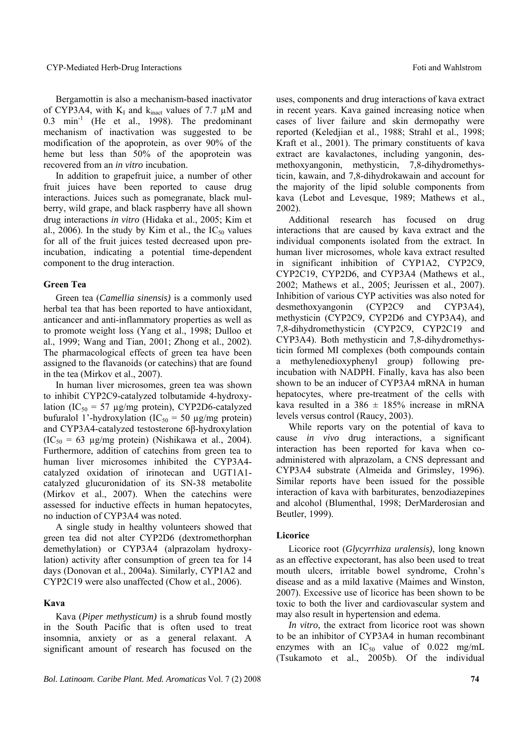Bergamottin is also a mechanism-based inactivator of CYP3A4, with $K_I$ and $k_{inact}$ values of 7.7 µM and 0.3 $min^{-1}$ (He et al., 1998). The predominant mechanism of inactivation was suggested to be modification of the apoprotein, as over 90% of the heme but less than 50% of the apoprotein was recovered from an *in vitro* incubation.

In addition to grapefruit juice, a number of other fruit juices have been reported to cause drug interactions. Juices such as pomegranate, black mulberry, wild grape, and black raspberry have all shown drug interactions *in vitro* (Hidaka et al., 2005; Kim et al., 2006). In the study by Kim et al., the $IC_{50}$ values for all of the fruit juices tested decreased upon pre-incubation, indicating a potential time-dependent component to the drug interaction.

### Green Tea

Green tea (*Camellia sinensis)* is a commonly used herbal tea that has been reported to have antioxidant, anticancer and anti-inflammatory properties as well as to promote weight loss (Yang et al., 1998; Dulloo et al., 1999; Wang and Tian, 2001; Zhong et al., 2002). The pharmacological effects of green tea have been assigned to the flavanoids (or catechins) that are found in the tea (Mirkov et al., 2007).

In human liver microsomes, green tea was shown to inhibit CYP2C9-catalyzed tolbutamide 4-hydroxylation ($IC_{50}$ = 57 µg/mg protein), CYP2D6-catalyzed bufuralol 1'-hydroxylation ($IC_{50}$ = 50 µg/mg protein) and CYP3A4-catalyzed testosterone 6β-hydroxylation ($IC_{50}$ = 63 µg/mg protein) (Nishikawa et al., 2004). Furthermore, addition of catechins from green tea to human liver microsomes inhibited the CYP3A4-catalyzed oxidation of irinotecan and UGT1A1-catalyzed glucuronidation of its SN-38 metabolite (Mirkov et al., 2007). When the catechins were assessed for inductive effects in human hepatocytes, no induction of CYP3A4 was noted.

A single study in healthy volunteers showed that green tea did not alter CYP2D6 (dextromethorphan demethylation) or CYP3A4 (alprazolam hydroxylation) activity after consumption of green tea for 14 days (Donovan et al., 2004a). Similarly, CYP1A2 and CYP2C19 were also unaffected (Chow et al., 2006).

### Kava

Kava (*Piper methysticum)* is a shrub found mostly in the South Pacific that is often used to treat insomnia, anxiety or as a general relaxant. A significant amount of research has focused on the uses, components and drug interactions of kava extract in recent years. Kava gained increasing notice when cases of liver failure and skin dermopathy were reported (Keledjian et al., 1988; Strahl et al., 1998; Kraft et al., 2001). The primary constituents of kava extract are kavalactones, including yangonin, desmethoxyangonin, methysticin, 7,8-dihydromethysticin, kawain, and 7,8-dihydrokawain and account for the majority of the lipid soluble components from kava (Lebot and Levesque, 1989; Mathews et al., 2002).

Additional research has focused on drug interactions that are caused by kava extract and the individual components isolated from the extract. In human liver microsomes, whole kava extract resulted in significant inhibition of CYP1A2, CYP2C9, CYP2C19, CYP2D6, and CYP3A4 (Mathews et al., 2002; Mathews et al., 2005; Jeurissen et al., 2007). Inhibition of various CYP activities was also noted for desmethoxyangonin (CYP2C9 and CYP3A4), methysticin (CYP2C9, CYP2D6 and CYP3A4), and 7,8-dihydromethysticin (CYP2C9, CYP2C19 and CYP3A4). Both methysticin and 7,8-dihydromethysticin formed MI complexes (both compounds contain a methylenedioxyphenyl group) following pre-incubation with NADPH. Finally, kava has also been shown to be an inducer of CYP3A4 mRNA in human hepatocytes, where pre-treatment of the cells with kava resulted in a 386 ± 185% increase in mRNA levels versus control (Raucy, 2003).

While reports vary on the potential of kava to cause *in vivo* drug interactions, a significant interaction has been reported for kava when co-administered with alprazolam, a CNS depressant and CYP3A4 substrate (Almeida and Grimsley, 1996). Similar reports have been issued for the possible interaction of kava with barbiturates, benzodiazepines and alcohol (Blumenthal, 1998; DerMarderosian and Beutler, 1999).

### Licorice

Licorice root (*Glycyrrhiza uralensis)*, long known as an effective expectorant, has also been used to treat mouth ulcers, irritable bowel syndrome, Crohn's disease and as a mild laxative (Maimes and Winston, 2007). Excessive use of licorice has been shown to be toxic to both the liver and cardiovascular system and may also result in hypertension and edema.

*In vitro*, the extract from licorice root was shown to be an inhibitor of CYP3A4 in human recombinant enzymes with an $IC_{50}$ value of 0.022 mg/mL (Tsukamoto et al., 2005b). Of the individual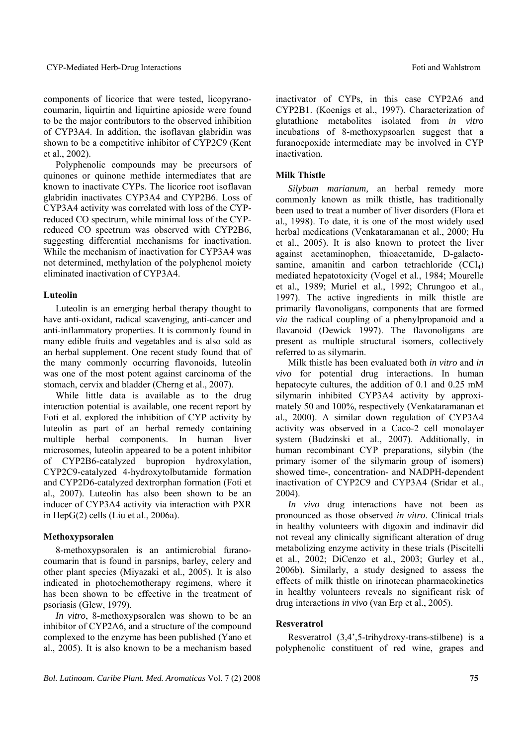components of licorice that were tested, licopyranocoumarin, liquirtin and liquirtine apioside were found to be the major contributors to the observed inhibition of CYP3A4. In addition, the isoflavan glabridin was shown to be a competitive inhibitor of CYP2C9 (Kent et al., 2002).

Polyphenolic compounds may be precursors of quinones or quinone methide intermediates that are known to inactivate CYPs. The licorice root isoflavan glabridin inactivates CYP3A4 and CYP2B6. Loss of CYP3A4 activity was correlated with loss of the CYP-reduced CO spectrum, while minimal loss of the CYP-reduced CO spectrum was observed with CYP2B6, suggesting differential mechanisms for inactivation. While the mechanism of inactivation for CYP3A4 was not determined, methylation of the polyphenol moiety eliminated inactivation of CYP3A4.

### Luteolin

Luteolin is an emerging herbal therapy thought to have anti-oxidant, radical scavenging, anti-cancer and anti-inflammatory properties. It is commonly found in many edible fruits and vegetables and is also sold as an herbal supplement. One recent study found that of the many commonly occurring flavonoids, luteolin was one of the most potent against carcinoma of the stomach, cervix and bladder (Cherng et al., 2007).

While little data is available as to the drug interaction potential is available, one recent report by Foti et al. explored the inhibition of CYP activity by luteolin as part of an herbal remedy containing multiple herbal components. In human liver microsomes, luteolin appeared to be a potent inhibitor of CYP2B6-catalyzed bupropion hydroxylation, CYP2C9-catalyzed 4-hydroxytolbutamide formation and CYP2D6-catalyzed dextrorphan formation (Foti et al., 2007). Luteolin has also been shown to be an inducer of CYP3A4 activity via interaction with PXR in HepG(2) cells (Liu et al., 2006a).

### Methoxypsoralen

8-methoxypsoralen is an antimicrobial furanocoumarin that is found in parsnips, barley, celery and other plant species (Miyazaki et al., 2005). It is also indicated in photochemotherapy regimens, where it has been shown to be effective in the treatment of psoriasis (Glew, 1979).

*In vitro*, 8-methoxypsoralen was shown to be an inhibitor of CYP2A6, and a structure of the compound complexed to the enzyme has been published (Yano et al., 2005). It is also known to be a mechanism based inactivator of CYPs, in this case CYP2A6 and CYP2B1. (Koenigs et al., 1997). Characterization of glutathione metabolites isolated from *in vitro* incubations of 8-methoxypsoarlen suggest that a furanoepoxide intermediate may be involved in CYP inactivation.

### Milk Thistle

*Silybum marianum,* an herbal remedy more commonly known as milk thistle, has traditionally been used to treat a number of liver disorders (Flora et al., 1998). To date, it is one of the most widely used herbal medications (Venkataramanan et al., 2000; Hu et al., 2005). It is also known to protect the liver against acetaminophen, thioacetamide, D-galactosamine, amanitin and carbon tetrachloride ($CCl_4$) mediated hepatotoxicity (Vogel et al., 1984; Mourelle et al., 1989; Muriel et al., 1992; Chrungoo et al., 1997). The active ingredients in milk thistle are primarily flavonoligans, components that are formed *via* the radical coupling of a phenylpropanoid and a flavanoid (Dewick 1997). The flavonoligans are present as multiple structural isomers, collectively referred to as silymarin.

Milk thistle has been evaluated both *in vitro* and *in vivo* for potential drug interactions. In human hepatocyte cultures, the addition of 0.1 and 0.25 mM silymarin inhibited CYP3A4 activity by approximately 50 and 100%, respectively (Venkataramanan et al., 2000). A similar down regulation of CYP3A4 activity was observed in a Caco-2 cell monolayer system (Budzinski et al., 2007). Additionally, in human recombinant CYP preparations, silybin (the primary isomer of the silymarin group of isomers) showed time-, concentration- and NADPH-dependent inactivation of CYP2C9 and CYP3A4 (Sridar et al., 2004).

*In vivo* drug interactions have not been as pronounced as those observed *in vitro*. Clinical trials in healthy volunteers with digoxin and indinavir did not reveal any clinically significant alteration of drug metabolizing enzyme activity in these trials (Piscitelli et al., 2002; DiCenzo et al., 2003; Gurley et al., 2006b). Similarly, a study designed to assess the effects of milk thistle on irinotecan pharmacokinetics in healthy volunteers reveals no significant risk of drug interactions *in vivo* (van Erp et al., 2005).

### Resveratrol

Resveratrol (3,4',5-trihydroxy-trans-stilbene) is a polyphenolic constituent of red wine, grapes and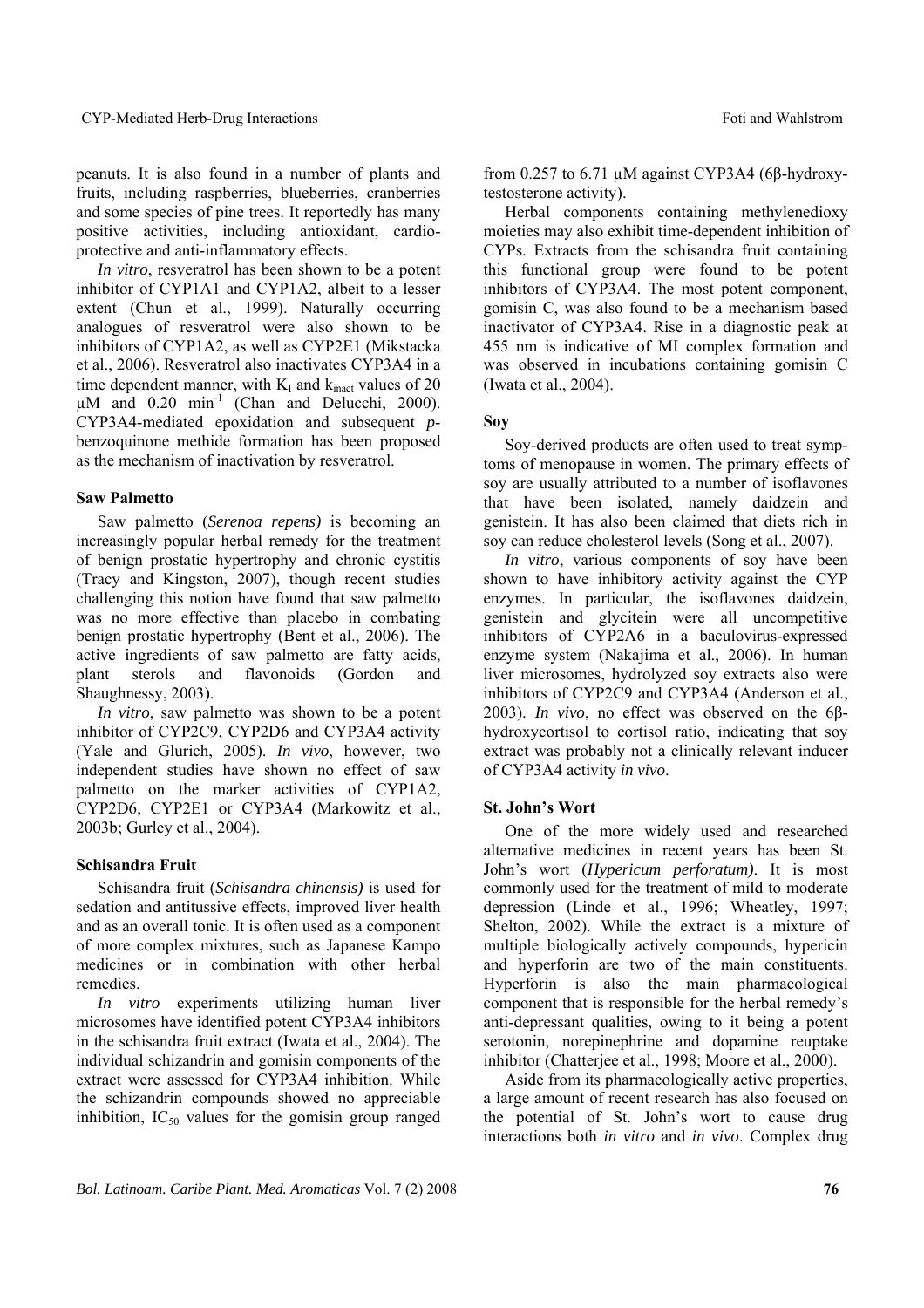peanuts. It is also found in a number of plants and fruits, including raspberries, blueberries, cranberries and some species of pine trees. It reportedly has many positive activities, including antioxidant, cardioprotective and anti-inflammatory effects.

*In vitro*, resveratrol has been shown to be a potent inhibitor of CYP1A1 and CYP1A2, albeit to a lesser extent (Chun et al., 1999). Naturally occurring analogues of resveratrol were also shown to be inhibitors of CYP1A2, as well as CYP2E1 (Mikstacka et al., 2006). Resveratrol also inactivates CYP3A4 in a time dependent manner, with $K_I$ and $k_{inact}$ values of 20 μM and 0.20 $min^{-1}$ (Chan and Delucchi, 2000). CYP3A4-mediated epoxidation and subsequent *p*-benzoquinone methide formation has been proposed as the mechanism of inactivation by resveratrol.

### Saw Palmetto

Saw palmetto (*Serenoa repens)* is becoming an increasingly popular herbal remedy for the treatment of benign prostatic hypertrophy and chronic cystitis (Tracy and Kingston, 2007), though recent studies challenging this notion have found that saw palmetto was no more effective than placebo in combating benign prostatic hypertrophy (Bent et al., 2006). The active ingredients of saw palmetto are fatty acids, plant sterols and flavonoids (Gordon and Shaughnessy, 2003).

*In vitro*, saw palmetto was shown to be a potent inhibitor of CYP2C9, CYP2D6 and CYP3A4 activity (Yale and Glurich, 2005). *In vivo*, however, two independent studies have shown no effect of saw palmetto on the marker activities of CYP1A2, CYP2D6, CYP2E1 or CYP3A4 (Markowitz et al., 2003b; Gurley et al., 2004).

### Schisandra Fruit

Schisandra fruit (*Schisandra chinensis)* is used for sedation and antitussive effects, improved liver health and as an overall tonic. It is often used as a component of more complex mixtures, such as Japanese Kampo medicines or in combination with other herbal remedies.

*In vitro* experiments utilizing human liver microsomes have identified potent CYP3A4 inhibitors in the schisandra fruit extract (Iwata et al., 2004). The individual schizandrin and gomisin components of the extract were assessed for CYP3A4 inhibition. While the schizandrin compounds showed no appreciable inhibition, $IC_{50}$ values for the gomisin group ranged from 0.257 to 6.71 μM against CYP3A4 (6β-hydroxytestosterone activity).

Herbal components containing methylenedioxy moieties may also exhibit time-dependent inhibition of CYPs. Extracts from the schisandra fruit containing this functional group were found to be potent inhibitors of CYP3A4. The most potent component, gomisin C, was also found to be a mechanism based inactivator of CYP3A4. Rise in a diagnostic peak at 455 nm is indicative of MI complex formation and was observed in incubations containing gomisin C (Iwata et al., 2004).

### Soy

Soy-derived products are often used to treat symptoms of menopause in women. The primary effects of soy are usually attributed to a number of isoflavones that have been isolated, namely daidzein and genistein. It has also been claimed that diets rich in soy can reduce cholesterol levels (Song et al., 2007).

*In vitro*, various components of soy have been shown to have inhibitory activity against the CYP enzymes. In particular, the isoflavones daidzein, genistein and glycitein were all uncompetitive inhibitors of CYP2A6 in a baculovirus-expressed enzyme system (Nakajima et al., 2006). In human liver microsomes, hydrolyzed soy extracts also were inhibitors of CYP2C9 and CYP3A4 (Anderson et al., 2003). *In vivo*, no effect was observed on the 6β-hydroxycortisol to cortisol ratio, indicating that soy extract was probably not a clinically relevant inducer of CYP3A4 activity *in vivo*.

### St. John's Wort

One of the more widely used and researched alternative medicines in recent years has been St. John's wort (*Hypericum perforatum)*. It is most commonly used for the treatment of mild to moderate depression (Linde et al., 1996; Wheatley, 1997; Shelton, 2002). While the extract is a mixture of multiple biologically actively compounds, hypericin and hyperforin are two of the main constituents. Hyperforin is also the main pharmacological component that is responsible for the herbal remedy's anti-depressant qualities, owing to it being a potent serotonin, norepinephrine and dopamine reuptake inhibitor (Chatterjee et al., 1998; Moore et al., 2000).

Aside from its pharmacologically active properties, a large amount of recent research has also focused on the potential of St. John's wort to cause drug interactions both *in vitro* and *in vivo*. Complex drug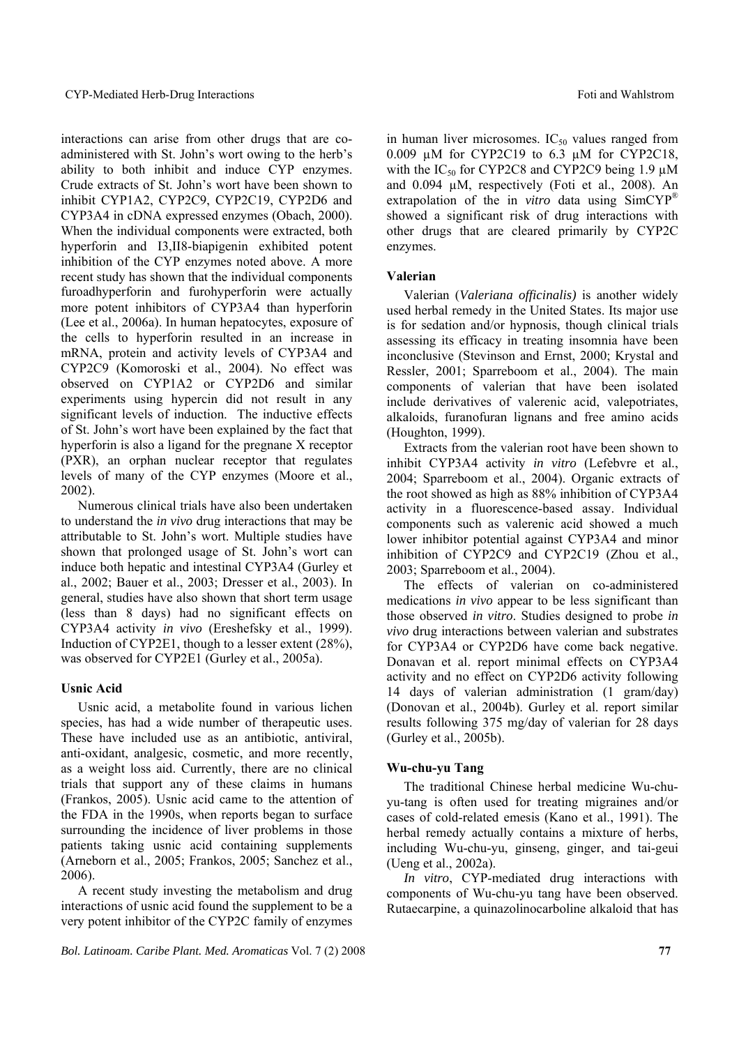interactions can arise from other drugs that are co-administered with St. John's wort owing to the herb's ability to both inhibit and induce CYP enzymes. Crude extracts of St. John's wort have been shown to inhibit CYP1A2, CYP2C9, CYP2C19, CYP2D6 and CYP3A4 in cDNA expressed enzymes (Obach, 2000). When the individual components were extracted, both hyperforin and I3,II8-biapigenin exhibited potent inhibition of the CYP enzymes noted above. A more recent study has shown that the individual components furoadhyperforin and furohyperforin were actually more potent inhibitors of CYP3A4 than hyperforin (Lee et al., 2006a). In human hepatocytes, exposure of the cells to hyperforin resulted in an increase in mRNA, protein and activity levels of CYP3A4 and CYP2C9 (Komoroski et al., 2004). No effect was observed on CYP1A2 or CYP2D6 and similar experiments using hypercin did not result in any significant levels of induction. The inductive effects of St. John's wort have been explained by the fact that hyperforin is also a ligand for the pregnane X receptor (PXR), an orphan nuclear receptor that regulates levels of many of the CYP enzymes (Moore et al., 2002).

Numerous clinical trials have also been undertaken to understand the *in vivo* drug interactions that may be attributable to St. John's wort. Multiple studies have shown that prolonged usage of St. John's wort can induce both hepatic and intestinal CYP3A4 (Gurley et al., 2002; Bauer et al., 2003; Dresser et al., 2003). In general, studies have also shown that short term usage (less than 8 days) had no significant effects on CYP3A4 activity *in vivo* (Ereshefsky et al., 1999). Induction of CYP2E1, though to a lesser extent (28%), was observed for CYP2E1 (Gurley et al., 2005a).

## Usnic Acid

Usnic acid, a metabolite found in various lichen species, has had a wide number of therapeutic uses. These have included use as an antibiotic, antiviral, anti-oxidant, analgesic, cosmetic, and more recently, as a weight loss aid. Currently, there are no clinical trials that support any of these claims in humans (Frankos, 2005). Usnic acid came to the attention of the FDA in the 1990s, when reports began to surface surrounding the incidence of liver problems in those patients taking usnic acid containing supplements (Arneborn et al., 2005; Frankos, 2005; Sanchez et al., 2006).

A recent study investing the metabolism and drug interactions of usnic acid found the supplement to be a very potent inhibitor of the CYP2C family of enzymes in human liver microsomes. $IC_{50}$ values ranged from 0.009 μM for CYP2C19 to 6.3 μM for CYP2C18, with the $IC_{50}$ for CYP2C8 and CYP2C9 being 1.9 μM and 0.094 μM, respectively (Foti et al., 2008). An extrapolation of the in *vitro* data using SimCYP® showed a significant risk of drug interactions with other drugs that are cleared primarily by CYP2C enzymes.

## Valerian

Valerian (*Valeriana officinalis)* is another widely used herbal remedy in the United States. Its major use is for sedation and/or hypnosis, though clinical trials assessing its efficacy in treating insomnia have been inconclusive (Stevinson and Ernst, 2000; Krystal and Ressler, 2001; Sparreboom et al., 2004). The main components of valerian that have been isolated include derivatives of valerenic acid, valepotriates, alkaloids, furanofuran lignans and free amino acids (Houghton, 1999).

Extracts from the valerian root have been shown to inhibit CYP3A4 activity *in vitro* (Lefebvre et al., 2004; Sparreboom et al., 2004). Organic extracts of the root showed as high as 88% inhibition of CYP3A4 activity in a fluorescence-based assay. Individual components such as valerenic acid showed a much lower inhibitor potential against CYP3A4 and minor inhibition of CYP2C9 and CYP2C19 (Zhou et al., 2003; Sparreboom et al., 2004).

The effects of valerian on co-administered medications *in vivo* appear to be less significant than those observed *in vitro*. Studies designed to probe *in vivo* drug interactions between valerian and substrates for CYP3A4 or CYP2D6 have come back negative. Donavan et al. report minimal effects on CYP3A4 activity and no effect on CYP2D6 activity following 14 days of valerian administration (1 gram/day) (Donovan et al., 2004b). Gurley et al. report similar results following 375 mg/day of valerian for 28 days (Gurley et al., 2005b).

## Wu-chu-yu Tang

The traditional Chinese herbal medicine Wu-chu-yu-tang is often used for treating migraines and/or cases of cold-related emesis (Kano et al., 1991). The herbal remedy actually contains a mixture of herbs, including Wu-chu-yu, ginseng, ginger, and tai-geui (Ueng et al., 2002a).

*In vitro*, CYP-mediated drug interactions with components of Wu-chu-yu tang have been observed. Rutaecarpine, a quinazolinocarboline alkaloid that has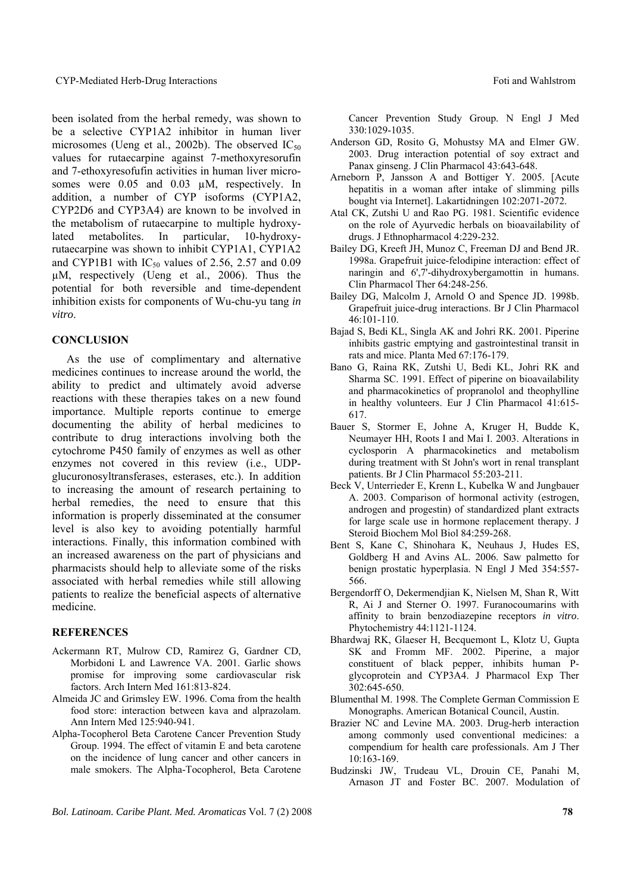been isolated from the herbal remedy, was shown to be a selective CYP1A2 inhibitor in human liver microsomes (Ueng et al., 2002b). The observed $IC_{50}$ values for rutaecarpine against 7-methoxyresorufin and 7-ethoxyresofufin activities in human liver microsomes were 0.05 and 0.03 µM, respectively. In addition, a number of CYP isoforms (CYP1A2, CYP2D6 and CYP3A4) are known to be involved in the metabolism of rutaecarpine to multiple hydroxylated metabolites. In particular, 10-hydroxyrutaecarpine was shown to inhibit CYP1A1, CYP1A2 and CYP1B1 with $IC_{50}$ values of 2.56, 2.57 and 0.09 µM, respectively (Ueng et al., 2006). Thus the potential for both reversible and time-dependent inhibition exists for components of Wu-chu-yu tang *in vitro*.

## CONCLUSION

As the use of complimentary and alternative medicines continues to increase around the world, the ability to predict and ultimately avoid adverse reactions with these therapies takes on a new found importance. Multiple reports continue to emerge documenting the ability of herbal medicines to contribute to drug interactions involving both the cytochrome P450 family of enzymes as well as other enzymes not covered in this review (i.e., UDP-glucuronosyltransferases, esterases, etc.). In addition to increasing the amount of research pertaining to herbal remedies, the need to ensure that this information is properly disseminated at the consumer level is also key to avoiding potentially harmful interactions. Finally, this information combined with an increased awareness on the part of physicians and pharmacists should help to alleviate some of the risks associated with herbal remedies while still allowing patients to realize the beneficial aspects of alternative medicine.

## REFERENCES

Ackermann RT, Mulrow CD, Ramirez G, Gardner CD, Morbidoni L and Lawrence VA. 2001. Garlic shows promise for improving some cardiovascular risk factors. Arch Intern Med 161:813-824.

Almeida JC and Grimsley EW. 1996. Coma from the health food store: interaction between kava and alprazolam. Ann Intern Med 125:940-941.

Alpha-Tocopherol Beta Carotene Cancer Prevention Study Group. 1994. The effect of vitamin E and beta carotene on the incidence of lung cancer and other cancers in male smokers. The Alpha-Tocopherol, Beta Carotene Cancer Prevention Study Group. N Engl J Med 330:1029-1035.

Anderson GD, Rosito G, Mohustsy MA and Elmer GW. 2003. Drug interaction potential of soy extract and Panax ginseng. J Clin Pharmacol 43:643-648.

Arneborn P, Jansson A and Bottiger Y. 2005. [Acute hepatitis in a woman after intake of slimming pills bought via Internet]. Lakartidningen 102:2071-2072.

Atal CK, Zutshi U and Rao PG. 1981. Scientific evidence on the role of Ayurvedic herbals on bioavailability of drugs. J Ethnopharmacol 4:229-232.

Bailey DG, Kreeft JH, Munoz C, Freeman DJ and Bend JR. 1998a. Grapefruit juice-felodipine interaction: effect of naringin and 6',7'-dihydroxybergamottin in humans. Clin Pharmacol Ther 64:248-256.

Bailey DG, Malcolm J, Arnold O and Spence JD. 1998b. Grapefruit juice-drug interactions. Br J Clin Pharmacol 46:101-110.

Bajad S, Bedi KL, Singla AK and Johri RK. 2001. Piperine inhibits gastric emptying and gastrointestinal transit in rats and mice. Planta Med 67:176-179.

Bano G, Raina RK, Zutshi U, Bedi KL, Johri RK and Sharma SC. 1991. Effect of piperine on bioavailability and pharmacokinetics of propranolol and theophylline in healthy volunteers. Eur J Clin Pharmacol 41:615-617.

Bauer S, Stormer E, Johne A, Kruger H, Budde K, Neumayer HH, Roots I and Mai I. 2003. Alterations in cyclosporin A pharmacokinetics and metabolism during treatment with St John's wort in renal transplant patients. Br J Clin Pharmacol 55:203-211.

Beck V, Unterrieder E, Krenn L, Kubelka W and Jungbauer A. 2003. Comparison of hormonal activity (estrogen, androgen and progestin) of standardized plant extracts for large scale use in hormone replacement therapy. J Steroid Biochem Mol Biol 84:259-268.

Bent S, Kane C, Shinohara K, Neuhaus J, Hudes ES, Goldberg H and Avins AL. 2006. Saw palmetto for benign prostatic hyperplasia. N Engl J Med 354:557-566.

Bergendorff O, Dekermendjian K, Nielsen M, Shan R, Witt R, Ai J and Sterner O. 1997. Furanocoumarins with affinity to brain benzodiazepine receptors *in vitro*. Phytochemistry 44:1121-1124.

Bhardwaj RK, Glaeser H, Becquemont L, Klotz U, Gupta SK and Fromm MF. 2002. Piperine, a major constituent of black pepper, inhibits human P-glycoprotein and CYP3A4. J Pharmacol Exp Ther 302:645-650.

Blumenthal M. 1998. The Complete German Commission E Monographs. American Botanical Council, Austin.

Brazier NC and Levine MA. 2003. Drug-herb interaction among commonly used conventional medicines: a compendium for health care professionals. Am J Ther 10:163-169.

Budzinski JW, Trudeau VL, Drouin CE, Panahi M, Arnason JT and Foster BC. 2007. Modulation of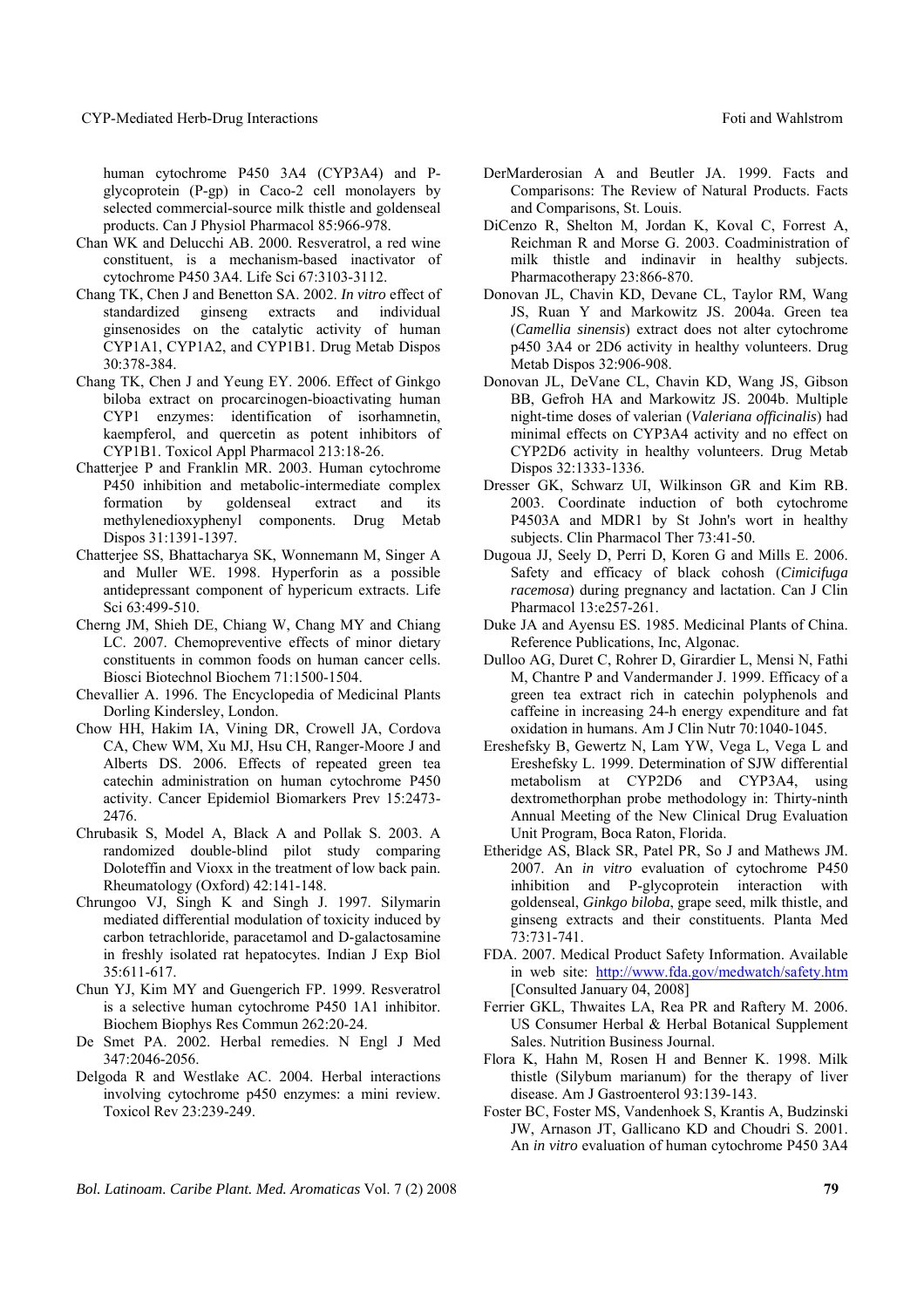human cytochrome P450 3A4 (CYP3A4) and P-glycoprotein (P-gp) in Caco-2 cell monolayers by selected commercial-source milk thistle and goldenseal products. Can J Physiol Pharmacol 85:966-978.

Chan WK and Delucchi AB. 2000. Resveratrol, a red wine constituent, is a mechanism-based inactivator of cytochrome P450 3A4. Life Sci 67:3103-3112.

Chang TK, Chen J and Benetton SA. 2002. *In vitro* effect of standardized ginseng extracts and individual ginsenosides on the catalytic activity of human CYP1A1, CYP1A2, and CYP1B1. Drug Metab Dispos 30:378-384.

Chang TK, Chen J and Yeung EY. 2006. Effect of Ginkgo biloba extract on procarcinogen-bioactivating human CYP1 enzymes: identification of isorhamnetin, kaempferol, and quercetin as potent inhibitors of CYP1B1. Toxicol Appl Pharmacol 213:18-26.

Chatterjee P and Franklin MR. 2003. Human cytochrome P450 inhibition and metabolic-intermediate complex formation by goldenseal extract and its methylenedioxyphenyl components. Drug Metab Dispos 31:1391-1397.

Chatterjee SS, Bhattacharya SK, Wonnemann M, Singer A and Muller WE. 1998. Hyperforin as a possible antidepressant component of hypericum extracts. Life Sci 63:499-510.

Cherng JM, Shieh DE, Chiang W, Chang MY and Chiang LC. 2007. Chemopreventive effects of minor dietary constituents in common foods on human cancer cells. Biosci Biotechnol Biochem 71:1500-1504.

Chevallier A. 1996. The Encyclopedia of Medicinal Plants Dorling Kindersley, London.

Chow HH, Hakim IA, Vining DR, Crowell JA, Cordova CA, Chew WM, Xu MJ, Hsu CH, Ranger-Moore J and Alberts DS. 2006. Effects of repeated green tea catechin administration on human cytochrome P450 activity. Cancer Epidemiol Biomarkers Prev 15:2473-2476.

Chrubasik S, Model A, Black A and Pollak S. 2003. A randomized double-blind pilot study comparing Doloteffin and Vioxx in the treatment of low back pain. Rheumatology (Oxford) 42:141-148.

Chrungoo VJ, Singh K and Singh J. 1997. Silymarin mediated differential modulation of toxicity induced by carbon tetrachloride, paracetamol and D-galactosamine in freshly isolated rat hepatocytes. Indian J Exp Biol 35:611-617.

Chun YJ, Kim MY and Guengerich FP. 1999. Resveratrol is a selective human cytochrome P450 1A1 inhibitor. Biochem Biophys Res Commun 262:20-24.

De Smet PA. 2002. Herbal remedies. N Engl J Med 347:2046-2056.

Delgoda R and Westlake AC. 2004. Herbal interactions involving cytochrome p450 enzymes: a mini review. Toxicol Rev 23:239-249.

DerMarderosian A and Beutler JA. 1999. Facts and Comparisons: The Review of Natural Products. Facts and Comparisons, St. Louis.

DiCenzo R, Shelton M, Jordan K, Koval C, Forrest A, Reichman R and Morse G. 2003. Coadministration of milk thistle and indinavir in healthy subjects. Pharmacotherapy 23:866-870.

Donovan JL, Chavin KD, Devane CL, Taylor RM, Wang JS, Ruan Y and Markowitz JS. 2004a. Green tea (*Camellia sinensis*) extract does not alter cytochrome p450 3A4 or 2D6 activity in healthy volunteers. Drug Metab Dispos 32:906-908.

Donovan JL, DeVane CL, Chavin KD, Wang JS, Gibson BB, Gefroh HA and Markowitz JS. 2004b. Multiple night-time doses of valerian (*Valeriana officinalis*) had minimal effects on CYP3A4 activity and no effect on CYP2D6 activity in healthy volunteers. Drug Metab Dispos 32:1333-1336.

Dresser GK, Schwarz UI, Wilkinson GR and Kim RB. 2003. Coordinate induction of both cytochrome P4503A and MDR1 by St John's wort in healthy subjects. Clin Pharmacol Ther 73:41-50.

Dugoua JJ, Seely D, Perri D, Koren G and Mills E. 2006. Safety and efficacy of black cohosh (*Cimicifuga racemosa*) during pregnancy and lactation. Can J Clin Pharmacol 13:e257-261.

Duke JA and Ayensu ES. 1985. Medicinal Plants of China. Reference Publications, Inc, Algonac.

Dulloo AG, Duret C, Rohrer D, Girardier L, Mensi N, Fathi M, Chantre P and Vandermander J. 1999. Efficacy of a green tea extract rich in catechin polyphenols and caffeine in increasing 24-h energy expenditure and fat oxidation in humans. Am J Clin Nutr 70:1040-1045.

Ereshefsky B, Gewertz N, Lam YW, Vega L, Vega L and Ereshefsky L. 1999. Determination of SJW differential metabolism at CYP2D6 and CYP3A4, using dextromethorphan probe methodology in: Thirty-ninth Annual Meeting of the New Clinical Drug Evaluation Unit Program, Boca Raton, Florida.

Etheridge AS, Black SR, Patel PR, So J and Mathews JM. 2007. An *in vitro* evaluation of cytochrome P450 inhibition and P-glycoprotein interaction with goldenseal, *Ginkgo biloba*, grape seed, milk thistle, and ginseng extracts and their constituents. Planta Med 73:731-741.

FDA. 2007. Medical Product Safety Information. Available in web site: http://www.fda.gov/medwatch/safety.htm [Consulted January 04, 2008]

Ferrier GKL, Thwaites LA, Rea PR and Raftery M. 2006. US Consumer Herbal & Herbal Botanical Supplement Sales. Nutrition Business Journal.

Flora K, Hahn M, Rosen H and Benner K. 1998. Milk thistle (Silybum marianum) for the therapy of liver disease. Am J Gastroenterol 93:139-143.

Foster BC, Foster MS, Vandenhoek S, Krantis A, Budzinski JW, Arnason JT, Gallicano KD and Choudri S. 2001. An *in vitro* evaluation of human cytochrome P450 3A4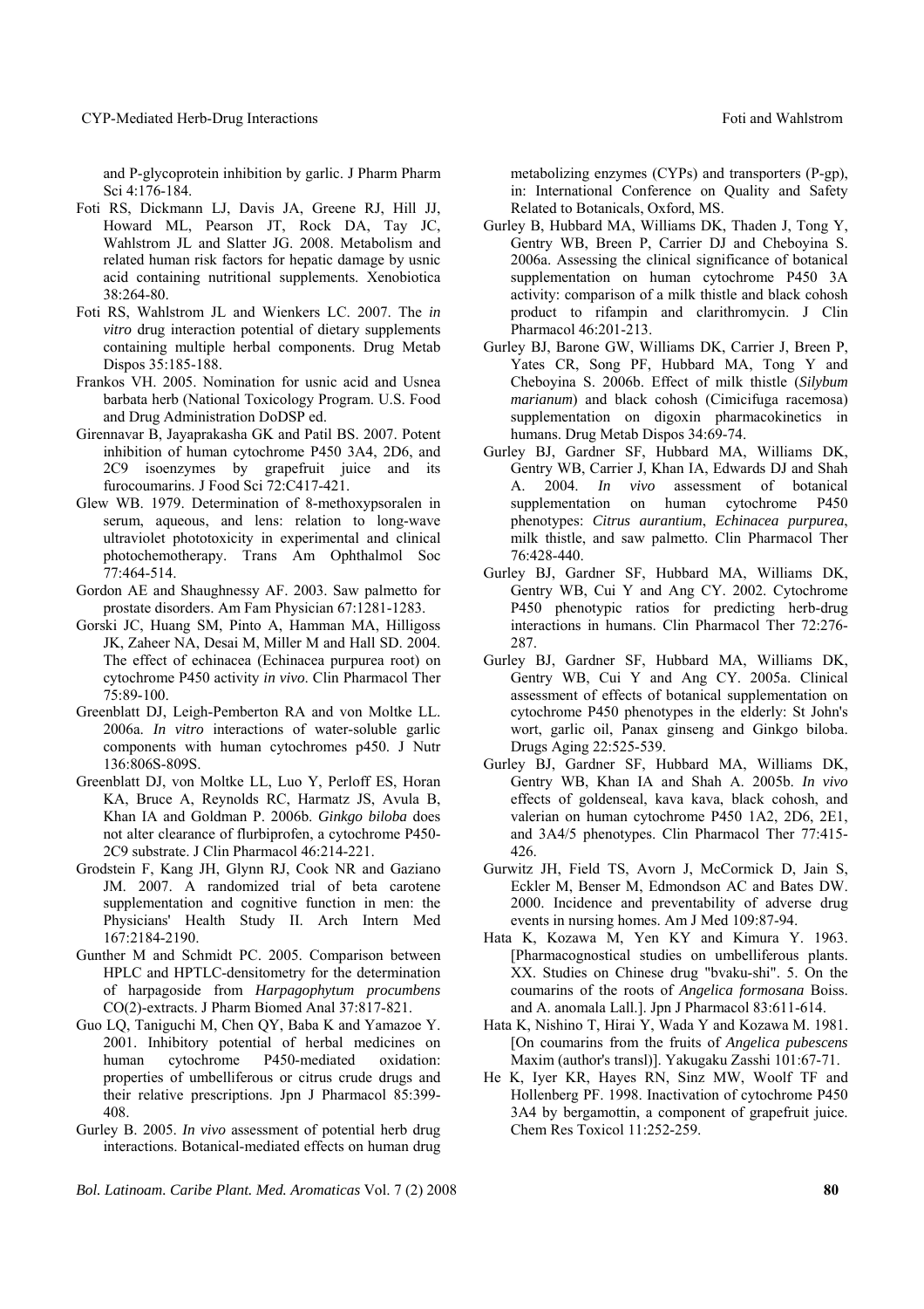and P-glycoprotein inhibition by garlic. J Pharm Pharm Sci 4:176-184.

Foti RS, Dickmann LJ, Davis JA, Greene RJ, Hill JJ, Howard ML, Pearson JT, Rock DA, Tay JC, Wahlstrom JL and Slatter JG. 2008. Metabolism and related human risk factors for hepatic damage by usnic acid containing nutritional supplements. Xenobiotica 38:264-80.

Foti RS, Wahlstrom JL and Wienkers LC. 2007. The *in vitro* drug interaction potential of dietary supplements containing multiple herbal components. Drug Metab Dispos 35:185-188.

Frankos VH. 2005. Nomination for usnic acid and Usnea barbata herb (National Toxicology Program. U.S. Food and Drug Administration DoDSP ed.

Girennavar B, Jayaprakasha GK and Patil BS. 2007. Potent inhibition of human cytochrome P450 3A4, 2D6, and 2C9 isoenzymes by grapefruit juice and its furocoumarins. J Food Sci 72:C417-421.

Glew WB. 1979. Determination of 8-methoxypsoralen in serum, aqueous, and lens: relation to long-wave ultraviolet phototoxicity in experimental and clinical photochemotherapy. Trans Am Ophthalmol Soc 77:464-514.

Gordon AE and Shaughnessy AF. 2003. Saw palmetto for prostate disorders. Am Fam Physician 67:1281-1283.

Gorski JC, Huang SM, Pinto A, Hamman MA, Hilligoss JK, Zaheer NA, Desai M, Miller M and Hall SD. 2004. The effect of echinacea (Echinacea purpurea root) on cytochrome P450 activity *in vivo*. Clin Pharmacol Ther 75:89-100.

Greenblatt DJ, Leigh-Pemberton RA and von Moltke LL. 2006a. *In vitro* interactions of water-soluble garlic components with human cytochromes p450. J Nutr 136:806S-809S.

Greenblatt DJ, von Moltke LL, Luo Y, Perloff ES, Horan KA, Bruce A, Reynolds RC, Harmatz JS, Avula B, Khan IA and Goldman P. 2006b. *Ginkgo biloba* does not alter clearance of flurbiprofen, a cytochrome P450-2C9 substrate. J Clin Pharmacol 46:214-221.

Grodstein F, Kang JH, Glynn RJ, Cook NR and Gaziano JM. 2007. A randomized trial of beta carotene supplementation and cognitive function in men: the Physicians' Health Study II. Arch Intern Med 167:2184-2190.

Gunther M and Schmidt PC. 2005. Comparison between HPLC and HPTLC-densitometry for the determination of harpagoside from *Harpagophytum procumbens* CO(2)-extracts. J Pharm Biomed Anal 37:817-821.

Guo LQ, Taniguchi M, Chen QY, Baba K and Yamazoe Y. 2001. Inhibitory potential of herbal medicines on human cytochrome P450-mediated oxidation: properties of umbelliferous or citrus crude drugs and their relative prescriptions. Jpn J Pharmacol 85:399-408.

Gurley B. 2005. *In vivo* assessment of potential herb drug interactions. Botanical-mediated effects on human drug metabolizing enzymes (CYPs) and transporters (P-gp), in: International Conference on Quality and Safety Related to Botanicals, Oxford, MS.

Gurley B, Hubbard MA, Williams DK, Thaden J, Tong Y, Gentry WB, Breen P, Carrier DJ and Cheboyina S. 2006a. Assessing the clinical significance of botanical supplementation on human cytochrome P450 3A activity: comparison of a milk thistle and black cohosh product to rifampin and clarithromycin. J Clin Pharmacol 46:201-213.

Gurley BJ, Barone GW, Williams DK, Carrier J, Breen P, Yates CR, Song PF, Hubbard MA, Tong Y and Cheboyina S. 2006b. Effect of milk thistle (*Silybum marianum*) and black cohosh (Cimicifuga racemosa) supplementation on digoxin pharmacokinetics in humans. Drug Metab Dispos 34:69-74.

Gurley BJ, Gardner SF, Hubbard MA, Williams DK, Gentry WB, Carrier J, Khan IA, Edwards DJ and Shah A. 2004. *In vivo* assessment of botanical supplementation on human cytochrome P450 phenotypes: *Citrus aurantium*, *Echinacea purpurea*, milk thistle, and saw palmetto. Clin Pharmacol Ther 76:428-440.

Gurley BJ, Gardner SF, Hubbard MA, Williams DK, Gentry WB, Cui Y and Ang CY. 2002. Cytochrome P450 phenotypic ratios for predicting herb-drug interactions in humans. Clin Pharmacol Ther 72:276-287.

Gurley BJ, Gardner SF, Hubbard MA, Williams DK, Gentry WB, Cui Y and Ang CY. 2005a. Clinical assessment of effects of botanical supplementation on cytochrome P450 phenotypes in the elderly: St John's wort, garlic oil, Panax ginseng and Ginkgo biloba. Drugs Aging 22:525-539.

Gurley BJ, Gardner SF, Hubbard MA, Williams DK, Gentry WB, Khan IA and Shah A. 2005b. *In vivo* effects of goldenseal, kava kava, black cohosh, and valerian on human cytochrome P450 1A2, 2D6, 2E1, and 3A4/5 phenotypes. Clin Pharmacol Ther 77:415-426.

Gurwitz JH, Field TS, Avorn J, McCormick D, Jain S, Eckler M, Benser M, Edmondson AC and Bates DW. 2000. Incidence and preventability of adverse drug events in nursing homes. Am J Med 109:87-94.

Hata K, Kozawa M, Yen KY and Kimura Y. 1963. [Pharmacognostical studies on umbelliferous plants. XX. Studies on Chinese drug "bvaku-shi". 5. On the coumarins of the roots of *Angelica formosana* Boiss. and A. anomala Lall.]. Jpn J Pharmacol 83:611-614.

Hata K, Nishino T, Hirai Y, Wada Y and Kozawa M. 1981. [On coumarins from the fruits of *Angelica pubescens* Maxim (author's transl)]. Yakugaku Zasshi 101:67-71.

He K, Iyer KR, Hayes RN, Sinz MW, Woolf TF and Hollenberg PF. 1998. Inactivation of cytochrome P450 3A4 by bergamottin, a component of grapefruit juice. Chem Res Toxicol 11:252-259.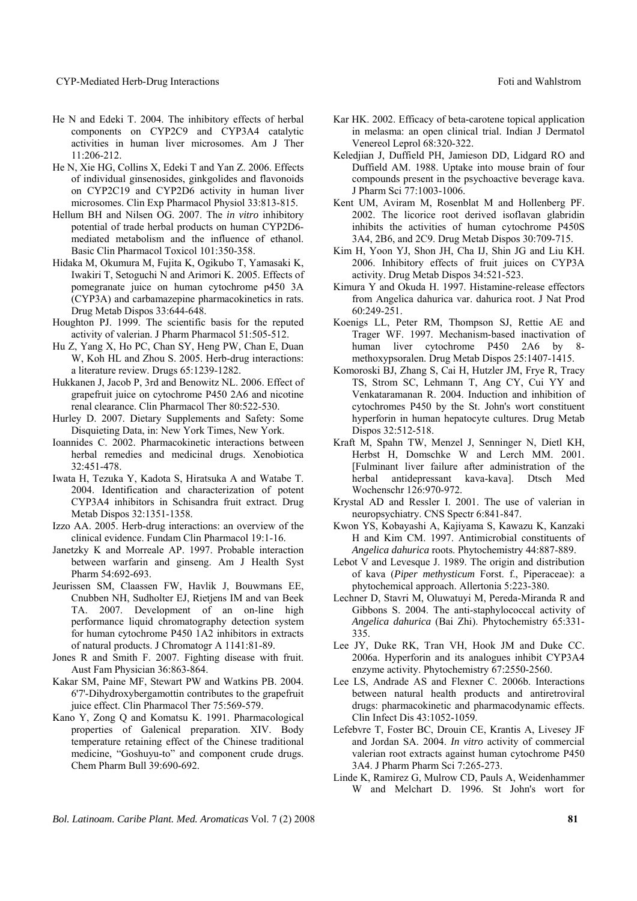He N and Edeki T. 2004. The inhibitory effects of herbal components on CYP2C9 and CYP3A4 catalytic activities in human liver microsomes. Am J Ther 11:206-212.

He N, Xie HG, Collins X, Edeki T and Yan Z. 2006. Effects of individual ginsenosides, ginkgolides and flavonoids on CYP2C19 and CYP2D6 activity in human liver microsomes. Clin Exp Pharmacol Physiol 33:813-815.

Hellum BH and Nilsen OG. 2007. The *in vitro* inhibitory potential of trade herbal products on human CYP2D6-mediated metabolism and the influence of ethanol. Basic Clin Pharmacol Toxicol 101:350-358.

Hidaka M, Okumura M, Fujita K, Ogikubo T, Yamasaki K, Iwakiri T, Setoguchi N and Arimori K. 2005. Effects of pomegranate juice on human cytochrome p450 3A (CYP3A) and carbamazepine pharmacokinetics in rats. Drug Metab Dispos 33:644-648.

Houghton PJ. 1999. The scientific basis for the reputed activity of valerian. J Pharm Pharmacol 51:505-512.

Hu Z, Yang X, Ho PC, Chan SY, Heng PW, Chan E, Duan W, Koh HL and Zhou S. 2005. Herb-drug interactions: a literature review. Drugs 65:1239-1282.

Hukkanen J, Jacob P, 3rd and Benowitz NL. 2006. Effect of grapefruit juice on cytochrome P450 2A6 and nicotine renal clearance. Clin Pharmacol Ther 80:522-530.

Hurley D. 2007. Dietary Supplements and Safety: Some Disquieting Data, in: New York Times, New York.

Ioannides C. 2002. Pharmacokinetic interactions between herbal remedies and medicinal drugs. Xenobiotica 32:451-478.

Iwata H, Tezuka Y, Kadota S, Hiratsuka A and Watabe T. 2004. Identification and characterization of potent CYP3A4 inhibitors in Schisandra fruit extract. Drug Metab Dispos 32:1351-1358.

Izzo AA. 2005. Herb-drug interactions: an overview of the clinical evidence. Fundam Clin Pharmacol 19:1-16.

Janetzky K and Morreale AP. 1997. Probable interaction between warfarin and ginseng. Am J Health Syst Pharm 54:692-693.

Jeurissen SM, Claassen FW, Havlik J, Bouwmans EE, Cnubben NH, Sudholter EJ, Rietjens IM and van Beek TA. 2007. Development of an on-line high performance liquid chromatography detection system for human cytochrome P450 1A2 inhibitors in extracts of natural products. J Chromatogr A 1141:81-89.

Jones R and Smith F. 2007. Fighting disease with fruit. Aust Fam Physician 36:863-864.

Kakar SM, Paine MF, Stewart PW and Watkins PB. 2004. 6'7'-Dihydroxybergamottin contributes to the grapefruit juice effect. Clin Pharmacol Ther 75:569-579.

Kano Y, Zong Q and Komatsu K. 1991. Pharmacological properties of Galenical preparation. XIV. Body temperature retaining effect of the Chinese traditional medicine, "Goshuyu-to" and component crude drugs. Chem Pharm Bull 39:690-692.

Kar HK. 2002. Efficacy of beta-carotene topical application in melasma: an open clinical trial. Indian J Dermatol Venereol Leprol 68:320-322.

Keledjian J, Duffield PH, Jamieson DD, Lidgard RO and Duffield AM. 1988. Uptake into mouse brain of four compounds present in the psychoactive beverage kava. J Pharm Sci 77:1003-1006.

Kent UM, Aviram M, Rosenblat M and Hollenberg PF. 2002. The licorice root derived isoflavan glabridin inhibits the activities of human cytochrome P450S 3A4, 2B6, and 2C9. Drug Metab Dispos 30:709-715.

Kim H, Yoon YJ, Shon JH, Cha IJ, Shin JG and Liu KH. 2006. Inhibitory effects of fruit juices on CYP3A activity. Drug Metab Dispos 34:521-523.

Kimura Y and Okuda H. 1997. Histamine-release effectors from Angelica dahurica var. dahurica root. J Nat Prod 60:249-251.

Koenigs LL, Peter RM, Thompson SJ, Rettie AE and Trager WF. 1997. Mechanism-based inactivation of human liver cytochrome P450 2A6 by 8-methoxypsoralen. Drug Metab Dispos 25:1407-1415.

Komoroski BJ, Zhang S, Cai H, Hutzler JM, Frye R, Tracy TS, Strom SC, Lehmann T, Ang CY, Cui YY and Venkataramanan R. 2004. Induction and inhibition of cytochromes P450 by the St. John's wort constituent hyperforin in human hepatocyte cultures. Drug Metab Dispos 32:512-518.

Kraft M, Spahn TW, Menzel J, Senninger N, Dietl KH, Herbst H, Domschke W and Lerch MM. 2001. [Fulminant liver failure after administration of the herbal antidepressant kava-kava]. Dtsch Med Wochenschr 126:970-972.

Krystal AD and Ressler I. 2001. The use of valerian in neuropsychiatry. CNS Spectr 6:841-847.

Kwon YS, Kobayashi A, Kajiyama S, Kawazu K, Kanzaki H and Kim CM. 1997. Antimicrobial constituents of *Angelica dahurica* roots. Phytochemistry 44:887-889.

Lebot V and Levesque J. 1989. The origin and distribution of kava (*Piper methysticum* Forst. f., Piperaceae): a phytochemical approach. Allertonia 5:223-380.

Lechner D, Stavri M, Oluwatuyi M, Pereda-Miranda R and Gibbons S. 2004. The anti-staphylococcal activity of *Angelica dahurica* (Bai Zhi). Phytochemistry 65:331-335.

Lee JY, Duke RK, Tran VH, Hook JM and Duke CC. 2006a. Hyperforin and its analogues inhibit CYP3A4 enzyme activity. Phytochemistry 67:2550-2560.

Lee LS, Andrade AS and Flexner C. 2006b. Interactions between natural health products and antiretroviral drugs: pharmacokinetic and pharmacodynamic effects. Clin Infect Dis 43:1052-1059.

Lefebvre T, Foster BC, Drouin CE, Krantis A, Livesey JF and Jordan SA. 2004. *In vitro* activity of commercial valerian root extracts against human cytochrome P450 3A4. J Pharm Pharm Sci 7:265-273.

Linde K, Ramirez G, Mulrow CD, Pauls A, Weidenhammer W and Melchart D. 1996. St John's wort for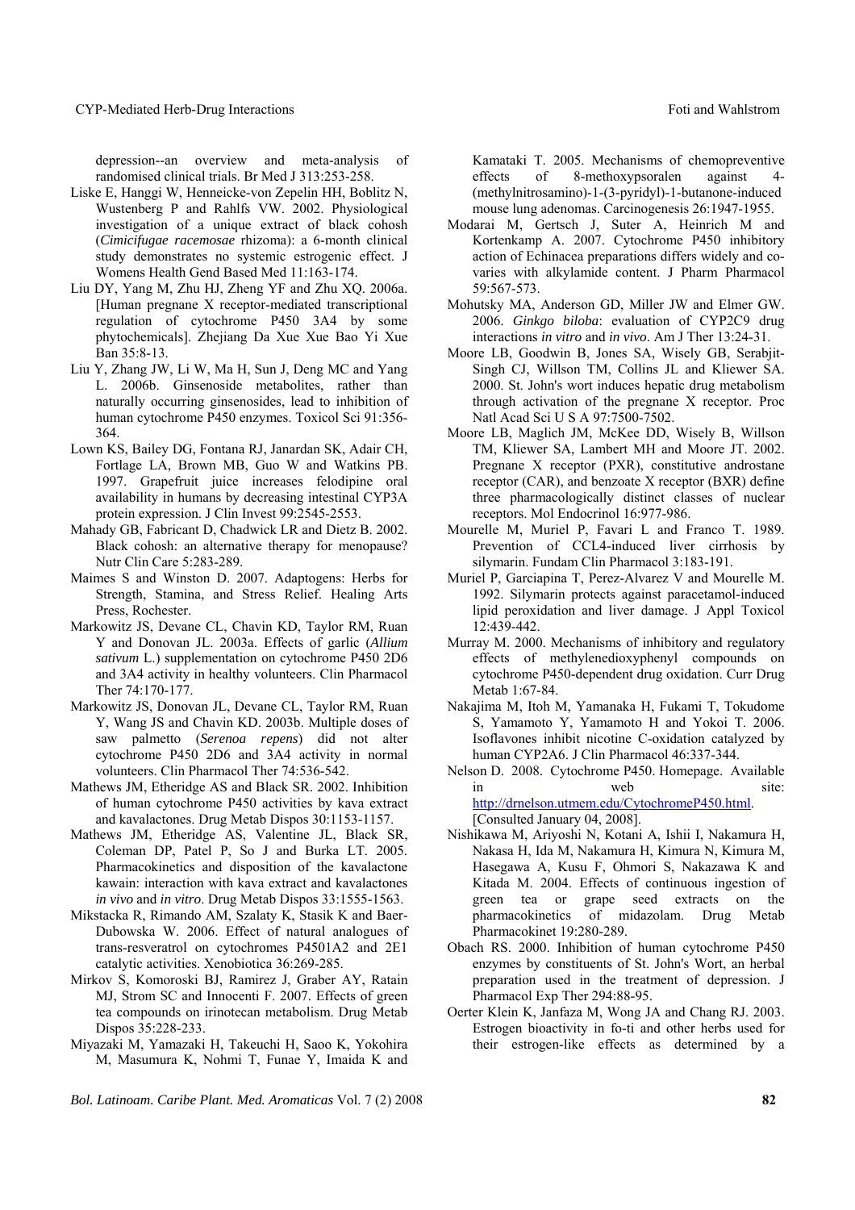depression--an overview and meta-analysis of randomised clinical trials. Br Med J 313:253-258.

Liske E, Hanggi W, Henneicke-von Zepelin HH, Boblitz N, Wustenberg P and Rahlfs VW. 2002. Physiological investigation of a unique extract of black cohosh (*Cimicifugae racemosae* rhizoma): a 6-month clinical study demonstrates no systemic estrogenic effect. J Womens Health Gend Based Med 11:163-174.

Liu DY, Yang M, Zhu HJ, Zheng YF and Zhu XQ. 2006a. [Human pregnane X receptor-mediated transcriptional regulation of cytochrome P450 3A4 by some phytochemicals]. Zhejiang Da Xue Xue Bao Yi Xue Ban 35:8-13.

Liu Y, Zhang JW, Li W, Ma H, Sun J, Deng MC and Yang L. 2006b. Ginsenoside metabolites, rather than naturally occurring ginsenosides, lead to inhibition of human cytochrome P450 enzymes. Toxicol Sci 91:356-364.

Lown KS, Bailey DG, Fontana RJ, Janardan SK, Adair CH, Fortlage LA, Brown MB, Guo W and Watkins PB. 1997. Grapefruit juice increases felodipine oral availability in humans by decreasing intestinal CYP3A protein expression. J Clin Invest 99:2545-2553.

Mahady GB, Fabricant D, Chadwick LR and Dietz B. 2002. Black cohosh: an alternative therapy for menopause? Nutr Clin Care 5:283-289.

Maimes S and Winston D. 2007. Adaptogens: Herbs for Strength, Stamina, and Stress Relief. Healing Arts Press, Rochester.

Markowitz JS, Devane CL, Chavin KD, Taylor RM, Ruan Y and Donovan JL. 2003a. Effects of garlic (*Allium sativum* L.) supplementation on cytochrome P450 2D6 and 3A4 activity in healthy volunteers. Clin Pharmacol Ther 74:170-177.

Markowitz JS, Donovan JL, Devane CL, Taylor RM, Ruan Y, Wang JS and Chavin KD. 2003b. Multiple doses of saw palmetto (*Serenoa repens*) did not alter cytochrome P450 2D6 and 3A4 activity in normal volunteers. Clin Pharmacol Ther 74:536-542.

Mathews JM, Etheridge AS and Black SR. 2002. Inhibition of human cytochrome P450 activities by kava extract and kavalactones. Drug Metab Dispos 30:1153-1157.

Mathews JM, Etheridge AS, Valentine JL, Black SR, Coleman DP, Patel P, So J and Burka LT. 2005. Pharmacokinetics and disposition of the kavalactone kawain: interaction with kava extract and kavalactones *in vivo* and *in vitro*. Drug Metab Dispos 33:1555-1563.

Mikstacka R, Rimando AM, Szalaty K, Stasik K and Baer-Dubowska W. 2006. Effect of natural analogues of trans-resveratrol on cytochromes P4501A2 and 2E1 catalytic activities. Xenobiotica 36:269-285.

Mirkov S, Komoroski BJ, Ramirez J, Graber AY, Ratain MJ, Strom SC and Innocenti F. 2007. Effects of green tea compounds on irinotecan metabolism. Drug Metab Dispos 35:228-233.

Miyazaki M, Yamazaki H, Takeuchi H, Saoo K, Yokohira M, Masumura K, Nohmi T, Funae Y, Imaida K and Kamataki T. 2005. Mechanisms of chemopreventive effects of 8-methoxypsoralen against 4-(methylnitrosamino)-1-(3-pyridyl)-1-butanone-induced mouse lung adenomas. Carcinogenesis 26:1947-1955.

Modarai M, Gertsch J, Suter A, Heinrich M and Kortenkamp A. 2007. Cytochrome P450 inhibitory action of Echinacea preparations differs widely and co-varies with alkylamide content. J Pharm Pharmacol 59:567-573.

Mohutsky MA, Anderson GD, Miller JW and Elmer GW. 2006. *Ginkgo biloba*: evaluation of CYP2C9 drug interactions *in vitro* and *in vivo*. Am J Ther 13:24-31.

Moore LB, Goodwin B, Jones SA, Wisely GB, Serabjit-Singh CJ, Willson TM, Collins JL and Kliewer SA. 2000. St. John's wort induces hepatic drug metabolism through activation of the pregnane X receptor. Proc Natl Acad Sci U S A 97:7500-7502.

Moore LB, Maglich JM, McKee DD, Wisely B, Willson TM, Kliewer SA, Lambert MH and Moore JT. 2002. Pregnane X receptor (PXR), constitutive androstane receptor (CAR), and benzoate X receptor (BXR) define three pharmacologically distinct classes of nuclear receptors. Mol Endocrinol 16:977-986.

Mourelle M, Muriel P, Favari L and Franco T. 1989. Prevention of CCL4-induced liver cirrhosis by silymarin. Fundam Clin Pharmacol 3:183-191.

Muriel P, Garciapina T, Perez-Alvarez V and Mourelle M. 1992. Silymarin protects against paracetamol-induced lipid peroxidation and liver damage. J Appl Toxicol 12:439-442.

Murray M. 2000. Mechanisms of inhibitory and regulatory effects of methylenedioxyphenyl compounds on cytochrome P450-dependent drug oxidation. Curr Drug Metab 1:67-84.

Nakajima M, Itoh M, Yamanaka H, Fukami T, Tokudome S, Yamamoto Y, Yamamoto H and Yokoi T. 2006. Isoflavones inhibit nicotine C-oxidation catalyzed by human CYP2A6. J Clin Pharmacol 46:337-344.

Nelson D. 2008. Cytochrome P450. Homepage. Available in web site: http://drnelson.utmem.edu/CytochromeP450.html. [Consulted January 04, 2008].

Nishikawa M, Ariyoshi N, Kotani A, Ishii I, Nakamura H, Nakasa H, Ida M, Nakamura H, Kimura N, Kimura M, Hasegawa A, Kusu F, Ohmori S, Nakazawa K and Kitada M. 2004. Effects of continuous ingestion of green tea or grape seed extracts on the pharmacokinetics of midazolam. Drug Metab Pharmacokinet 19:280-289.

Obach RS. 2000. Inhibition of human cytochrome P450 enzymes by constituents of St. John's Wort, an herbal preparation used in the treatment of depression. J Pharmacol Exp Ther 294:88-95.

Oerter Klein K, Janfaza M, Wong JA and Chang RJ. 2003. Estrogen bioactivity in fo-ti and other herbs used for their estrogen-like effects as determined by a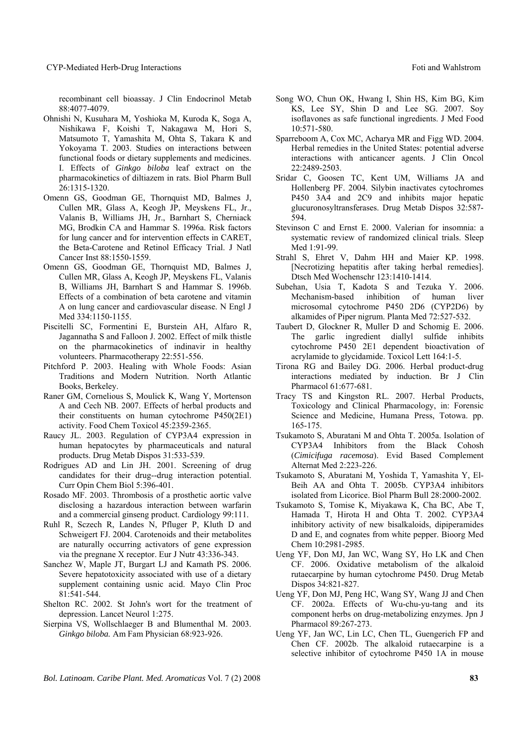recombinant cell bioassay. J Clin Endocrinol Metab 88:4077-4079.

Ohnishi N, Kusuhara M, Yoshioka M, Kuroda K, Soga A, Nishikawa F, Koishi T, Nakagawa M, Hori S, Matsumoto T, Yamashita M, Ohta S, Takara K and Yokoyama T. 2003. Studies on interactions between functional foods or dietary supplements and medicines. I. Effects of *Ginkgo biloba* leaf extract on the pharmacokinetics of diltiazem in rats. Biol Pharm Bull 26:1315-1320.

Omenn GS, Goodman GE, Thornquist MD, Balmes J, Cullen MR, Glass A, Keogh JP, Meyskens FL, Jr., Valanis B, Williams JH, Jr., Barnhart S, Cherniack MG, Brodkin CA and Hammar S. 1996a. Risk factors for lung cancer and for intervention effects in CARET, the Beta-Carotene and Retinol Efficacy Trial. J Natl Cancer Inst 88:1550-1559.

Omenn GS, Goodman GE, Thornquist MD, Balmes J, Cullen MR, Glass A, Keogh JP, Meyskens FL, Valanis B, Williams JH, Barnhart S and Hammar S. 1996b. Effects of a combination of beta carotene and vitamin A on lung cancer and cardiovascular disease. N Engl J Med 334:1150-1155.

Piscitelli SC, Formentini E, Burstein AH, Alfaro R, Jagannatha S and Falloon J. 2002. Effect of milk thistle on the pharmacokinetics of indinavir in healthy volunteers. Pharmacotherapy 22:551-556.

Pitchford P. 2003. Healing with Whole Foods: Asian Traditions and Modern Nutrition. North Atlantic Books, Berkeley.

Raner GM, Cornelious S, Moulick K, Wang Y, Mortenson A and Cech NB. 2007. Effects of herbal products and their constituents on human cytochrome P450(2E1) activity. Food Chem Toxicol 45:2359-2365.

Raucy JL. 2003. Regulation of CYP3A4 expression in human hepatocytes by pharmaceuticals and natural products. Drug Metab Dispos 31:533-539.

Rodrigues AD and Lin JH. 2001. Screening of drug candidates for their drug--drug interaction potential. Curr Opin Chem Biol 5:396-401.

Rosado MF. 2003. Thrombosis of a prosthetic aortic valve disclosing a hazardous interaction between warfarin and a commercial ginseng product. Cardiology 99:111.

Ruhl R, Sczech R, Landes N, Pfluger P, Kluth D and Schweigert FJ. 2004. Carotenoids and their metabolites are naturally occurring activators of gene expression via the pregnane X receptor. Eur J Nutr 43:336-343.

Sanchez W, Maple JT, Burgart LJ and Kamath PS. 2006. Severe hepatotoxicity associated with use of a dietary supplement containing usnic acid. Mayo Clin Proc 81:541-544.

Shelton RC. 2002. St John's wort for the treatment of depression. Lancet Neurol 1:275.

Sierpina VS, Wollschlaeger B and Blumenthal M. 2003. *Ginkgo biloba.* Am Fam Physician 68:923-926.

Song WO, Chun OK, Hwang I, Shin HS, Kim BG, Kim KS, Lee SY, Shin D and Lee SG. 2007. Soy isoflavones as safe functional ingredients. J Med Food 10:571-580.

Sparreboom A, Cox MC, Acharya MR and Figg WD. 2004. Herbal remedies in the United States: potential adverse interactions with anticancer agents. J Clin Oncol 22:2489-2503.

Sridar C, Goosen TC, Kent UM, Williams JA and Hollenberg PF. 2004. Silybin inactivates cytochromes P450 3A4 and 2C9 and inhibits major hepatic glucuronosyltransferases. Drug Metab Dispos 32:587-594.

Stevinson C and Ernst E. 2000. Valerian for insomnia: a systematic review of randomized clinical trials. Sleep Med 1:91-99.

Strahl S, Ehret V, Dahm HH and Maier KP. 1998. [Necrotizing hepatitis after taking herbal remedies]. Dtsch Med Wochenschr 123:1410-1414.

Subehan, Usia T, Kadota S and Tezuka Y. 2006. Mechanism-based inhibition of human liver microsomal cytochrome P450 2D6 (CYP2D6) by alkamides of Piper nigrum. Planta Med 72:527-532.

Taubert D, Glockner R, Muller D and Schomig E. 2006. The garlic ingredient diallyl sulfide inhibits cytochrome P450 2E1 dependent bioactivation of acrylamide to glycidamide. Toxicol Lett 164:1-5.

Tirona RG and Bailey DG. 2006. Herbal product-drug interactions mediated by induction. Br J Clin Pharmacol 61:677-681.

Tracy TS and Kingston RL. 2007. Herbal Products, Toxicology and Clinical Pharmacology, in: Forensic Science and Medicine, Humana Press, Totowa. pp. 165-175.

Tsukamoto S, Aburatani M and Ohta T. 2005a. Isolation of CYP3A4 Inhibitors from the Black Cohosh (*Cimicifuga racemosa*). Evid Based Complement Alternat Med 2:223-226.

Tsukamoto S, Aburatani M, Yoshida T, Yamashita Y, El-Beih AA and Ohta T. 2005b. CYP3A4 inhibitors isolated from Licorice. Biol Pharm Bull 28:2000-2002.

Tsukamoto S, Tomise K, Miyakawa K, Cha BC, Abe T, Hamada T, Hirota H and Ohta T. 2002. CYP3A4 inhibitory activity of new bisalkaloids, dipiperamides D and E, and cognates from white pepper. Bioorg Med Chem 10:2981-2985.

Ueng YF, Don MJ, Jan WC, Wang SY, Ho LK and Chen CF. 2006. Oxidative metabolism of the alkaloid rutaecarpine by human cytochrome P450. Drug Metab Dispos 34:821-827.

Ueng YF, Don MJ, Peng HC, Wang SY, Wang JJ and Chen CF. 2002a. Effects of Wu-chu-yu-tang and its component herbs on drug-metabolizing enzymes. Jpn J Pharmacol 89:267-273.

Ueng YF, Jan WC, Lin LC, Chen TL, Guengerich FP and Chen CF. 2002b. The alkaloid rutaecarpine is a selective inhibitor of cytochrome P450 1A in mouse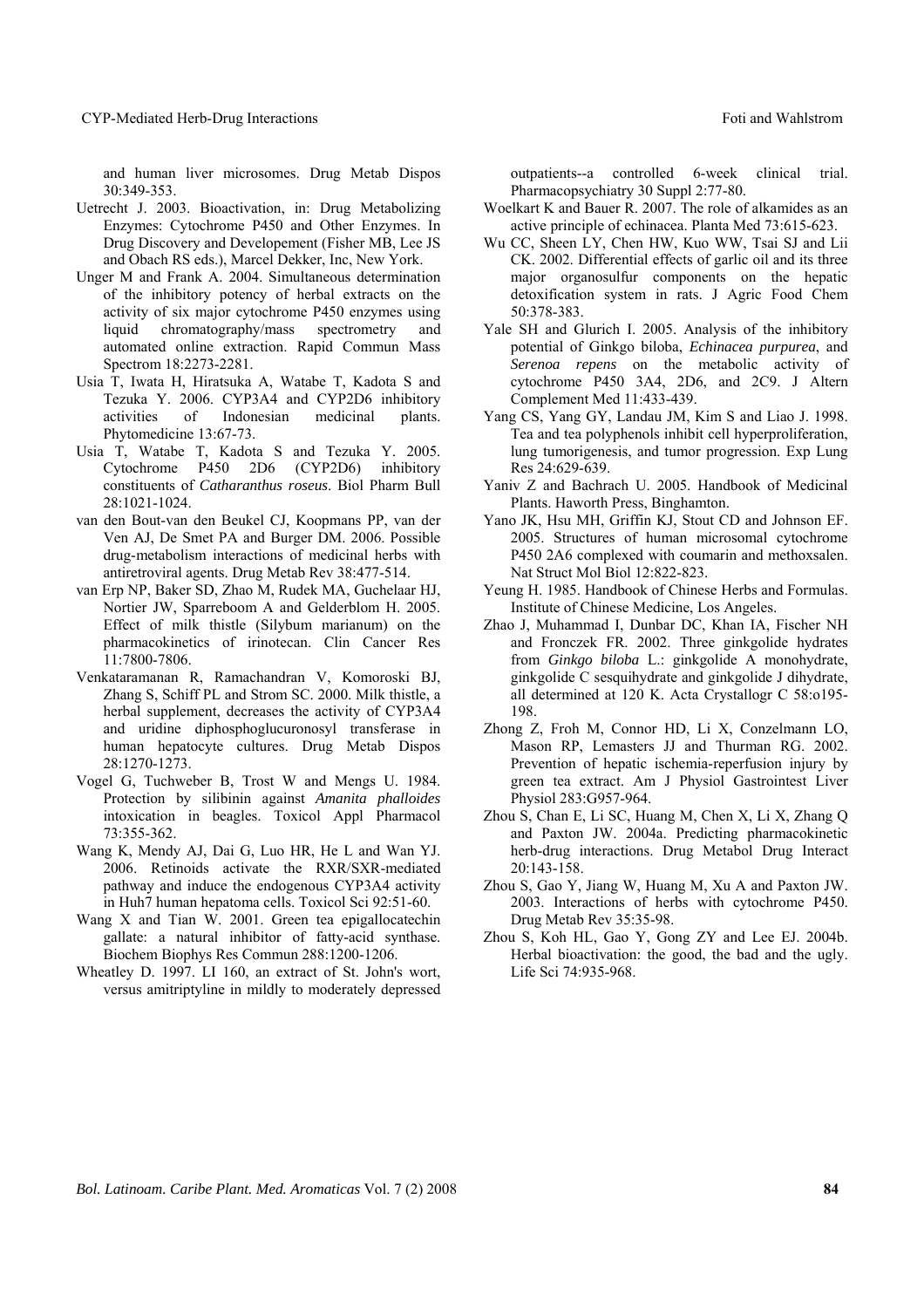and human liver microsomes. Drug Metab Dispos 30:349-353.

Uetrecht J. 2003. Bioactivation, in: Drug Metabolizing Enzymes: Cytochrome P450 and Other Enzymes. In Drug Discovery and Developement (Fisher MB, Lee JS and Obach RS eds.), Marcel Dekker, Inc, New York.

Unger M and Frank A. 2004. Simultaneous determination of the inhibitory potency of herbal extracts on the activity of six major cytochrome P450 enzymes using liquid chromatography/mass spectrometry and automated online extraction. Rapid Commun Mass Spectrom 18:2273-2281.

Usia T, Iwata H, Hiratsuka A, Watabe T, Kadota S and Tezuka Y. 2006. CYP3A4 and CYP2D6 inhibitory activities of Indonesian medicinal plants. Phytomedicine 13:67-73.

Usia T, Watabe T, Kadota S and Tezuka Y. 2005. Cytochrome P450 2D6 (CYP2D6) inhibitory constituents of *Catharanthus roseus*. Biol Pharm Bull 28:1021-1024.

van den Bout-van den Beukel CJ, Koopmans PP, van der Ven AJ, De Smet PA and Burger DM. 2006. Possible drug-metabolism interactions of medicinal herbs with antiretroviral agents. Drug Metab Rev 38:477-514.

van Erp NP, Baker SD, Zhao M, Rudek MA, Guchelaar HJ, Nortier JW, Sparreboom A and Gelderblom H. 2005. Effect of milk thistle (Silybum marianum) on the pharmacokinetics of irinotecan. Clin Cancer Res 11:7800-7806.

Venkataramanan R, Ramachandran V, Komoroski BJ, Zhang S, Schiff PL and Strom SC. 2000. Milk thistle, a herbal supplement, decreases the activity of CYP3A4 and uridine diphosphoglucuronosyl transferase in human hepatocyte cultures. Drug Metab Dispos 28:1270-1273.

Vogel G, Tuchweber B, Trost W and Mengs U. 1984. Protection by silibinin against *Amanita phalloides* intoxication in beagles. Toxicol Appl Pharmacol 73:355-362.

Wang K, Mendy AJ, Dai G, Luo HR, He L and Wan YJ. 2006. Retinoids activate the RXR/SXR-mediated pathway and induce the endogenous CYP3A4 activity in Huh7 human hepatoma cells. Toxicol Sci 92:51-60.

Wang X and Tian W. 2001. Green tea epigallocatechin gallate: a natural inhibitor of fatty-acid synthase. Biochem Biophys Res Commun 288:1200-1206.

Wheatley D. 1997. LI 160, an extract of St. John's wort, versus amitriptyline in mildly to moderately depressed outpatients--a controlled 6-week clinical trial. Pharmacopsychiatry 30 Suppl 2:77-80.

Woelkart K and Bauer R. 2007. The role of alkamides as an active principle of echinacea. Planta Med 73:615-623.

Wu CC, Sheen LY, Chen HW, Kuo WW, Tsai SJ and Lii CK. 2002. Differential effects of garlic oil and its three major organosulfur components on the hepatic detoxification system in rats. J Agric Food Chem 50:378-383.

Yale SH and Glurich I. 2005. Analysis of the inhibitory potential of Ginkgo biloba, *Echinacea purpurea*, and *Serenoa repens* on the metabolic activity of cytochrome P450 3A4, 2D6, and 2C9. J Altern Complement Med 11:433-439.

Yang CS, Yang GY, Landau JM, Kim S and Liao J. 1998. Tea and tea polyphenols inhibit cell hyperproliferation, lung tumorigenesis, and tumor progression. Exp Lung Res 24:629-639.

Yaniv Z and Bachrach U. 2005. Handbook of Medicinal Plants. Haworth Press, Binghamton.

Yano JK, Hsu MH, Griffin KJ, Stout CD and Johnson EF. 2005. Structures of human microsomal cytochrome P450 2A6 complexed with coumarin and methoxsalen. Nat Struct Mol Biol 12:822-823.

Yeung H. 1985. Handbook of Chinese Herbs and Formulas. Institute of Chinese Medicine, Los Angeles.

Zhao J, Muhammad I, Dunbar DC, Khan IA, Fischer NH and Fronczek FR. 2002. Three ginkgolide hydrates from *Ginkgo biloba* L.: ginkgolide A monohydrate, ginkgolide C sesquihydrate and ginkgolide J dihydrate, all determined at 120 K. Acta Crystallogr C 58:o195-198.

Zhong Z, Froh M, Connor HD, Li X, Conzelmann LO, Mason RP, Lemasters JJ and Thurman RG. 2002. Prevention of hepatic ischemia-reperfusion injury by green tea extract. Am J Physiol Gastrointest Liver Physiol 283:G957-964.

Zhou S, Chan E, Li SC, Huang M, Chen X, Li X, Zhang Q and Paxton JW. 2004a. Predicting pharmacokinetic herb-drug interactions. Drug Metabol Drug Interact 20:143-158.

Zhou S, Gao Y, Jiang W, Huang M, Xu A and Paxton JW. 2003. Interactions of herbs with cytochrome P450. Drug Metab Rev 35:35-98.

Zhou S, Koh HL, Gao Y, Gong ZY and Lee EJ. 2004b. Herbal bioactivation: the good, the bad and the ugly. Life Sci 74:935-968.